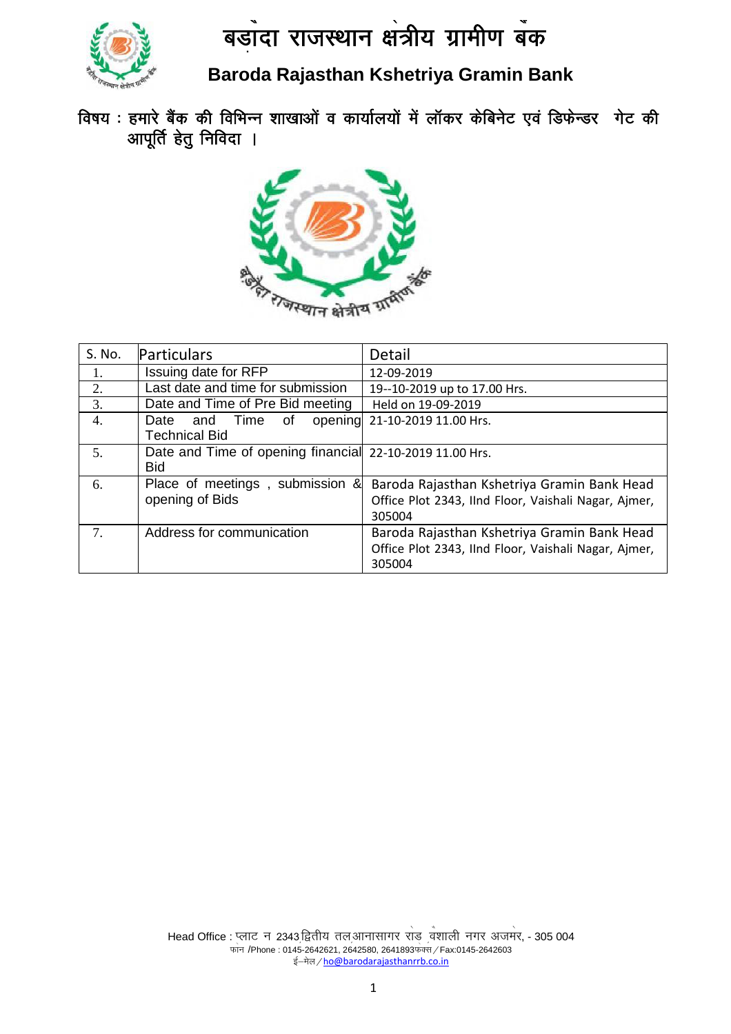# बड़ौदा राजस्थान क्षेत्रीय ग्रामीण बैंक

## Baroda Rajasthan Kshetriya Gramin Bank

**विषय : हमारे बैंक की विभिन्न शाखाओं व कार्यालयों में लॉकर केबिनेट एवं डिफेन्डर गेट की आपूर्ति हेतु निविदा ।**

| S. No. | Particulars | Detail |
|---|---|---|
| 1. | Issuing date for RFP | 12-09-2019 |
| 2. | Last date and time for submission | 19--10-2019 up to 17.00 Hrs. |
| 3. | Date and Time of Pre Bid meeting | Held on 19-09-2019 |
| 4. | Date and Time of opening Technical Bid | 21-10-2019 11.00 Hrs. |
| 5. | Date and Time of opening financial Bid | 22-10-2019 11.00 Hrs. |
| 6. | Place of meetings , submission & opening of Bids | Baroda Rajasthan Kshetriya Gramin Bank Head Office Plot 2343, IInd Floor, Vaishali Nagar, Ajmer, 305004 |
| 7. | Address for communication | Baroda Rajasthan Kshetriya Gramin Bank Head Office Plot 2343, IInd Floor, Vaishali Nagar, Ajmer, 305004 |

Head Office : प्लाट न 2343 द्वितीय तल आनासागर रोड वैशाली नगर अजमेर, - 305 004
फोन /Phone : 0145-2642621, 2642580, 2641893 फेक्स / Fax:0145-2642603
ई–मेल / ho@barodarajasthanrrb.co.in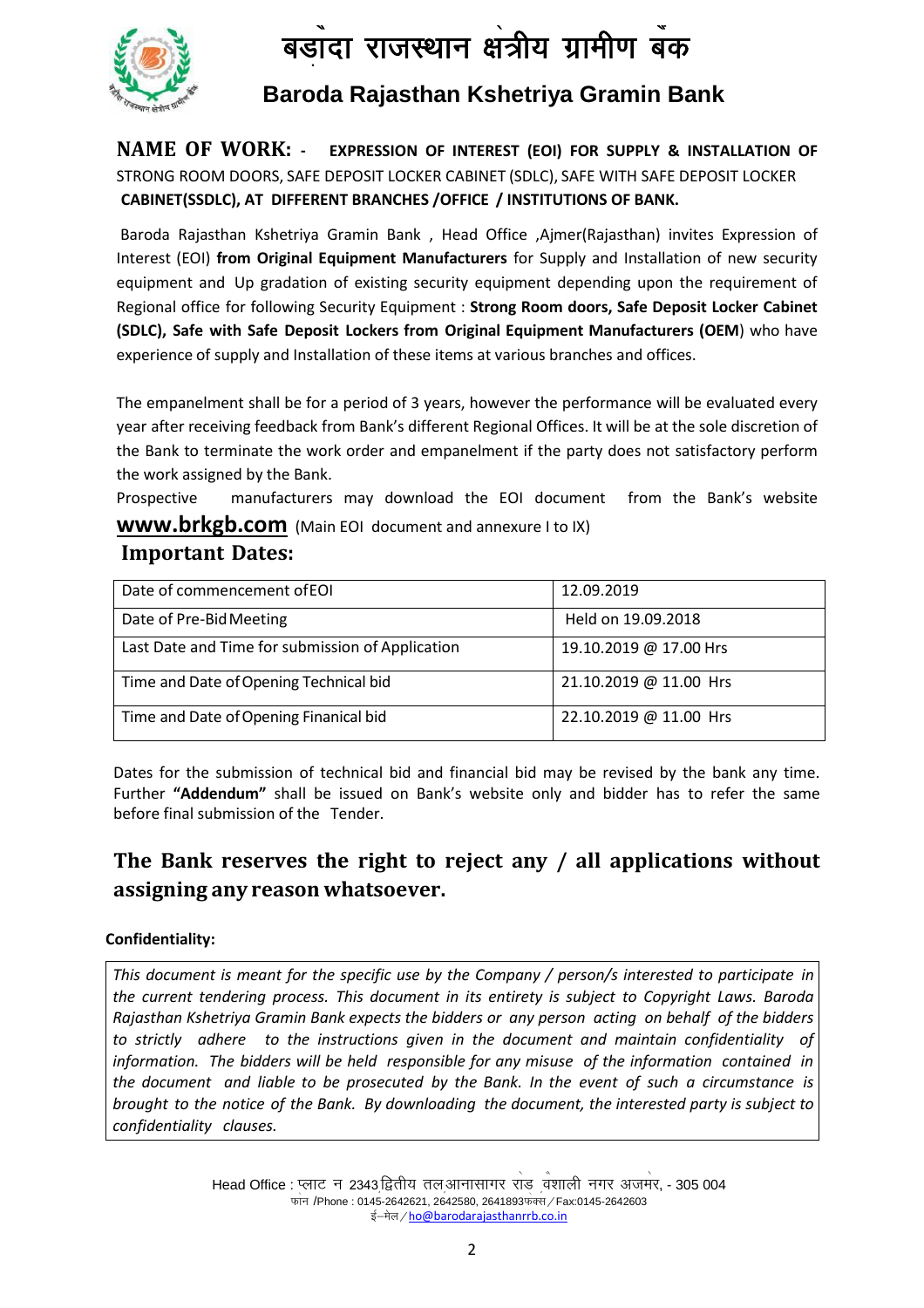# बड़ोदा राजस्थान क्षेत्रीय ग्रामीण बैंक

## Baroda Rajasthan Kshetriya Gramin Bank

**NAME OF WORK: - EXPRESSION OF INTEREST (EOI) FOR SUPPLY & INSTALLATION OF** STRONG ROOM DOORS, SAFE DEPOSIT LOCKER CABINET (SDLC), SAFE WITH SAFE DEPOSIT LOCKER **CABINET(SSDLC), AT DIFFERENT BRANCHES /OFFICE / INSTITUTIONS OF BANK.**

Baroda Rajasthan Kshetriya Gramin Bank , Head Office ,Ajmer(Rajasthan) invites Expression of Interest (EOI) **from Original Equipment Manufacturers** for Supply and Installation of new security equipment and Up gradation of existing security equipment depending upon the requirement of Regional office for following Security Equipment : **Strong Room doors, Safe Deposit Locker Cabinet (SDLC), Safe with Safe Deposit Lockers from Original Equipment Manufacturers (OEM**) who have experience of supply and Installation of these items at various branches and offices.

The empanelment shall be for a period of 3 years, however the performance will be evaluated every year after receiving feedback from Bank's different Regional Offices. It will be at the sole discretion of the Bank to terminate the work order and empanelment if the party does not satisfactory perform the work assigned by the Bank.

Prospective manufacturers may download the EOI document from the Bank's website **www.brkgb.com** (Main EOI document and annexure I to IX)

### Important Dates:

| Date of commencement ofEOI | 12.09.2019 |
|---|---|
| Date of Pre-Bid Meeting | Held on 19.09.2018 |
| Last Date and Time for submission of Application | 19.10.2019 @ 17.00 Hrs |
| Time and Date of Opening Technical bid | 21.10.2019 @ 11.00 Hrs |
| Time and Date of Opening Finanical bid | 22.10.2019 @ 11.00 Hrs |

Dates for the submission of technical bid and financial bid may be revised by the bank any time. Further **"Addendum"** shall be issued on Bank's website only and bidder has to refer the same before final submission of the Tender.

## The Bank reserves the right to reject any / all applications without assigning any reason whatsoever.

**Confidentiality:**

*This document is meant for the specific use by the Company / person/s interested to participate in the current tendering process. This document in its entirety is subject to Copyright Laws. Baroda Rajasthan Kshetriya Gramin Bank expects the bidders or any person acting on behalf of the bidders to strictly adhere to the instructions given in the document and maintain confidentiality of information. The bidders will be held responsible for any misuse of the information contained in the document and liable to be prosecuted by the Bank. In the event of such a circumstance is brought to the notice of the Bank. By downloading the document, the interested party is subject to confidentiality clauses.*

Head Office : प्लाट न 2343 द्वितीय तल आनासागर रोड वैशाली नगर अजमेर, - 305 004
फोन /Phone : 0145-2642621, 2642580, 2641893 फैक्स / Fax:0145-2642603
ई–मेल / ho@barodarajasthanrrb.co.in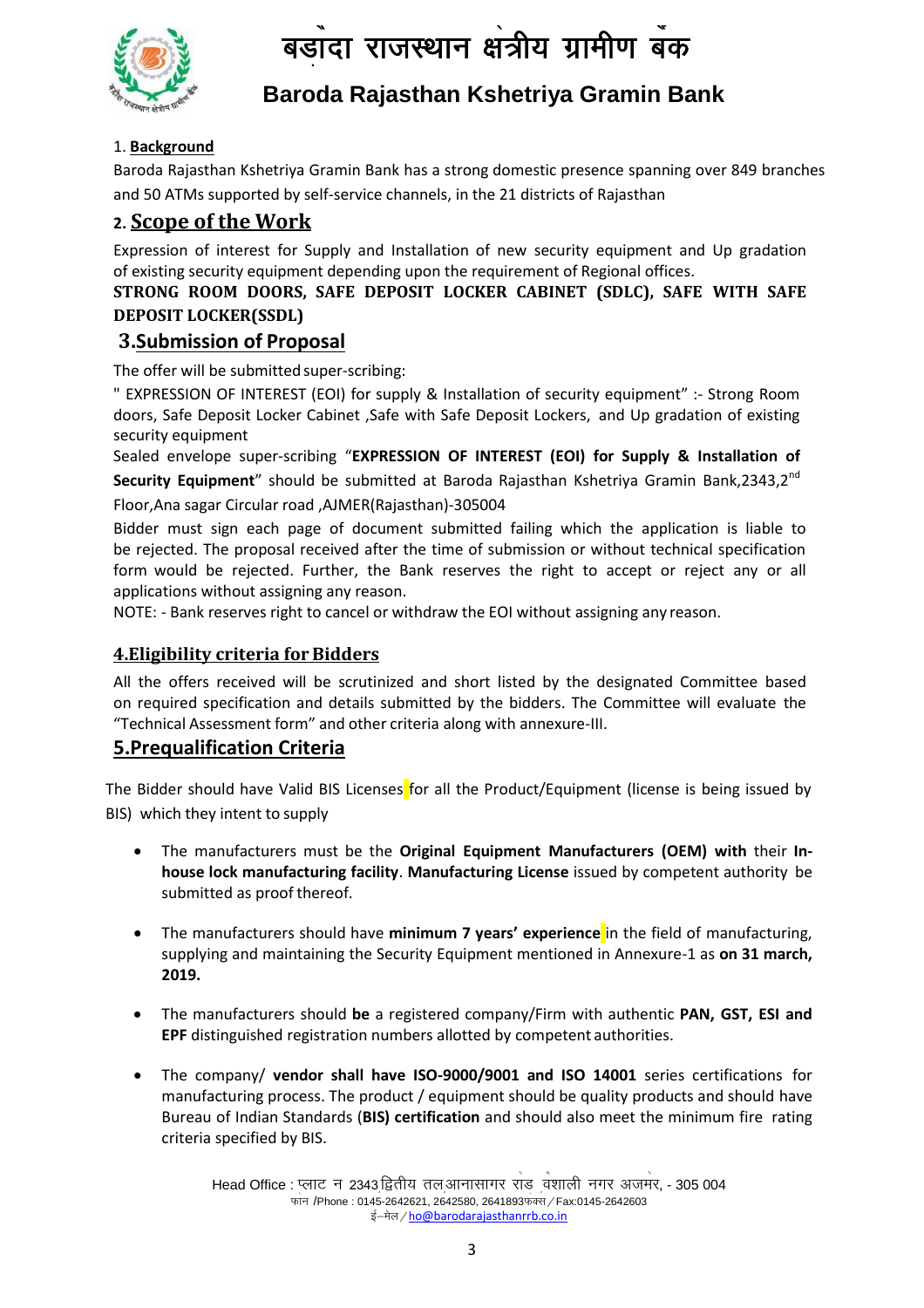1. **Background**

Baroda Rajasthan Kshetriya Gramin Bank has a strong domestic presence spanning over 849 branches and 50 ATMs supported by self-service channels, in the 21 districts of Rajasthan

## 2. Scope of the Work

Expression of interest for Supply and Installation of new security equipment and Up gradation of existing security equipment depending upon the requirement of Regional offices.

**STRONG ROOM DOORS, SAFE DEPOSIT LOCKER CABINET (SDLC), SAFE WITH SAFE DEPOSIT LOCKER(SSDL)**

## 3.Submission of Proposal

The offer will be submitted super-scribing:

" EXPRESSION OF INTEREST (EOI) for supply & Installation of security equipment" :- Strong Room doors, Safe Deposit Locker Cabinet ,Safe with Safe Deposit Lockers, and Up gradation of existing security equipment

Sealed envelope super-scribing "**EXPRESSION OF INTEREST (EOI) for Supply & Installation of Security Equipment**" should be submitted at Baroda Rajasthan Kshetriya Gramin Bank,2343,2nd Floor,Ana sagar Circular road ,AJMER(Rajasthan)-305004

Bidder must sign each page of document submitted failing which the application is liable to be rejected. The proposal received after the time of submission or without technical specification form would be rejected. Further, the Bank reserves the right to accept or reject any or all applications without assigning any reason.

NOTE: - Bank reserves right to cancel or withdraw the EOI without assigning any reason.

## 4.Eligibility criteria for Bidders

All the offers received will be scrutinized and short listed by the designated Committee based on required specification and details submitted by the bidders. The Committee will evaluate the "Technical Assessment form" and other criteria along with annexure-III.

## 5.Prequalification Criteria

The Bidder should have Valid BIS Licenses for all the Product/Equipment (license is being issued by BIS) which they intent to supply

- The manufacturers must be the **Original Equipment Manufacturers (OEM) with** their **In-house lock manufacturing facility**. **Manufacturing License** issued by competent authority be submitted as proof thereof.
- The manufacturers should have **minimum 7 years' experience** in the field of manufacturing, supplying and maintaining the Security Equipment mentioned in Annexure-1 as **on 31 march, 2019.**
- The manufacturers should **be** a registered company/Firm with authentic **PAN, GST, ESI and EPF** distinguished registration numbers allotted by competent authorities.
- The company/ **vendor shall have ISO-9000/9001 and ISO 14001** series certifications for manufacturing process. The product / equipment should be quality products and should have Bureau of Indian Standards (**BIS) certification** and should also meet the minimum fire rating criteria specified by BIS.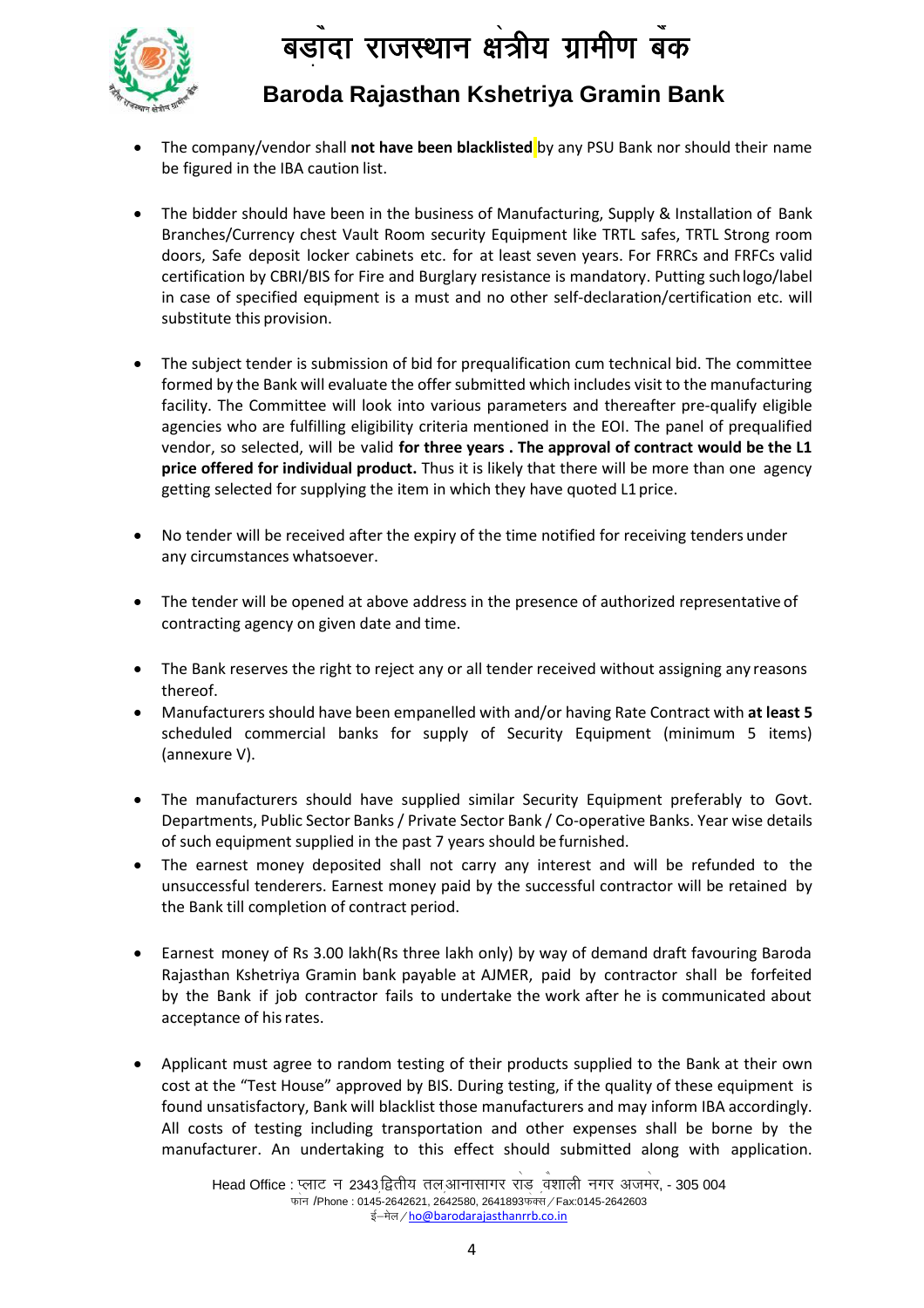- The company/vendor shall **not have been blacklisted** by any PSU Bank nor should their name be figured in the IBA caution list.

- The bidder should have been in the business of Manufacturing, Supply & Installation of Bank Branches/Currency chest Vault Room security Equipment like TRTL safes, TRTL Strong room doors, Safe deposit locker cabinets etc. for at least seven years. For FRRCs and FRFCs valid certification by CBRI/BIS for Fire and Burglary resistance is mandatory. Putting such logo/label in case of specified equipment is a must and no other self-declaration/certification etc. will substitute this provision.

- The subject tender is submission of bid for prequalification cum technical bid. The committee formed by the Bank will evaluate the offer submitted which includes visit to the manufacturing facility. The Committee will look into various parameters and thereafter pre-qualify eligible agencies who are fulfilling eligibility criteria mentioned in the EOI. The panel of prequalified vendor, so selected, will be valid **for three years . The approval of contract would be the L1 price offered for individual product.** Thus it is likely that there will be more than one agency getting selected for supplying the item in which they have quoted L1 price.

- No tender will be received after the expiry of the time notified for receiving tenders under any circumstances whatsoever.

- The tender will be opened at above address in the presence of authorized representative of contracting agency on given date and time.

- The Bank reserves the right to reject any or all tender received without assigning any reasons thereof.
- Manufacturers should have been empanelled with and/or having Rate Contract with **at least 5** scheduled commercial banks for supply of Security Equipment (minimum 5 items) (annexure V).

- The manufacturers should have supplied similar Security Equipment preferably to Govt. Departments, Public Sector Banks / Private Sector Bank / Co-operative Banks. Year wise details of such equipment supplied in the past 7 years should be furnished.
- The earnest money deposited shall not carry any interest and will be refunded to the unsuccessful tenderers. Earnest money paid by the successful contractor will be retained by the Bank till completion of contract period.

- Earnest money of Rs 3.00 lakh(Rs three lakh only) by way of demand draft favouring Baroda Rajasthan Kshetriya Gramin bank payable at AJMER, paid by contractor shall be forfeited by the Bank if job contractor fails to undertake the work after he is communicated about acceptance of his rates.

- Applicant must agree to random testing of their products supplied to the Bank at their own cost at the "Test House" approved by BIS. During testing, if the quality of these equipment is found unsatisfactory, Bank will blacklist those manufacturers and may inform IBA accordingly. All costs of testing including transportation and other expenses shall be borne by the manufacturer. An undertaking to this effect should submitted along with application.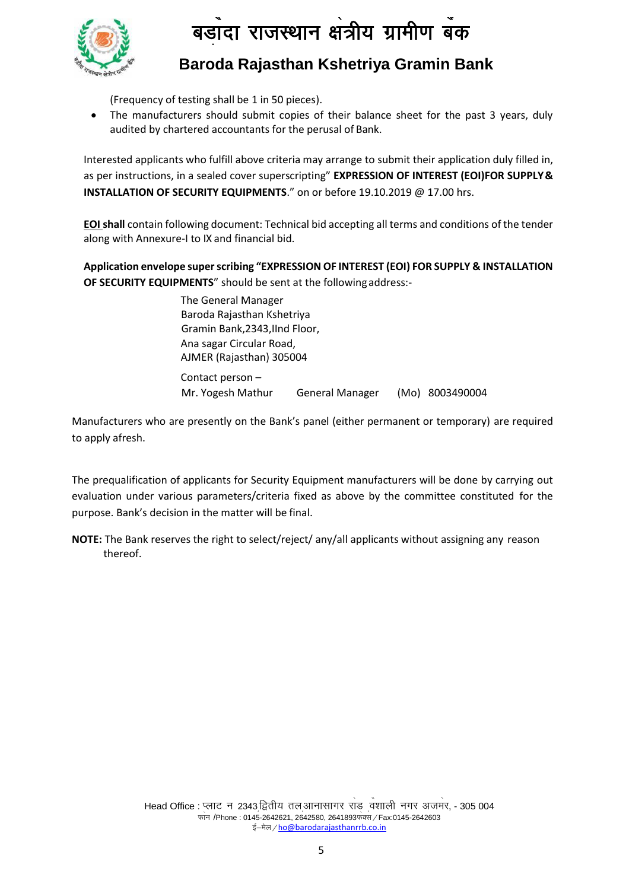(Frequency of testing shall be 1 in 50 pieces).

- The manufacturers should submit copies of their balance sheet for the past 3 years, duly audited by chartered accountants for the perusal of Bank.

Interested applicants who fulfill above criteria may arrange to submit their application duly filled in, as per instructions, in a sealed cover superscripting" **EXPRESSION OF INTEREST (EOI)FOR SUPPLY & INSTALLATION OF SECURITY EQUIPMENTS**." on or before 19.10.2019 @ 17.00 hrs.

**EOI shall** contain following document: Technical bid accepting all terms and conditions of the tender along with Annexure-I to IX and financial bid.

**Application envelope super scribing "EXPRESSION OF INTEREST (EOI) FOR SUPPLY & INSTALLATION OF SECURITY EQUIPMENTS**" should be sent at the following address:-

The General Manager
Baroda Rajasthan Kshetriya
Gramin Bank,2343,IInd Floor,
Ana sagar Circular Road,
AJMER (Rajasthan) 305004

Contact person –
Mr. Yogesh Mathur General Manager (Mo) 8003490004

Manufacturers who are presently on the Bank's panel (either permanent or temporary) are required to apply afresh.

The prequalification of applicants for Security Equipment manufacturers will be done by carrying out evaluation under various parameters/criteria fixed as above by the committee constituted for the purpose. Bank's decision in the matter will be final.

**NOTE:** The Bank reserves the right to select/reject/ any/all applicants without assigning any reason thereof.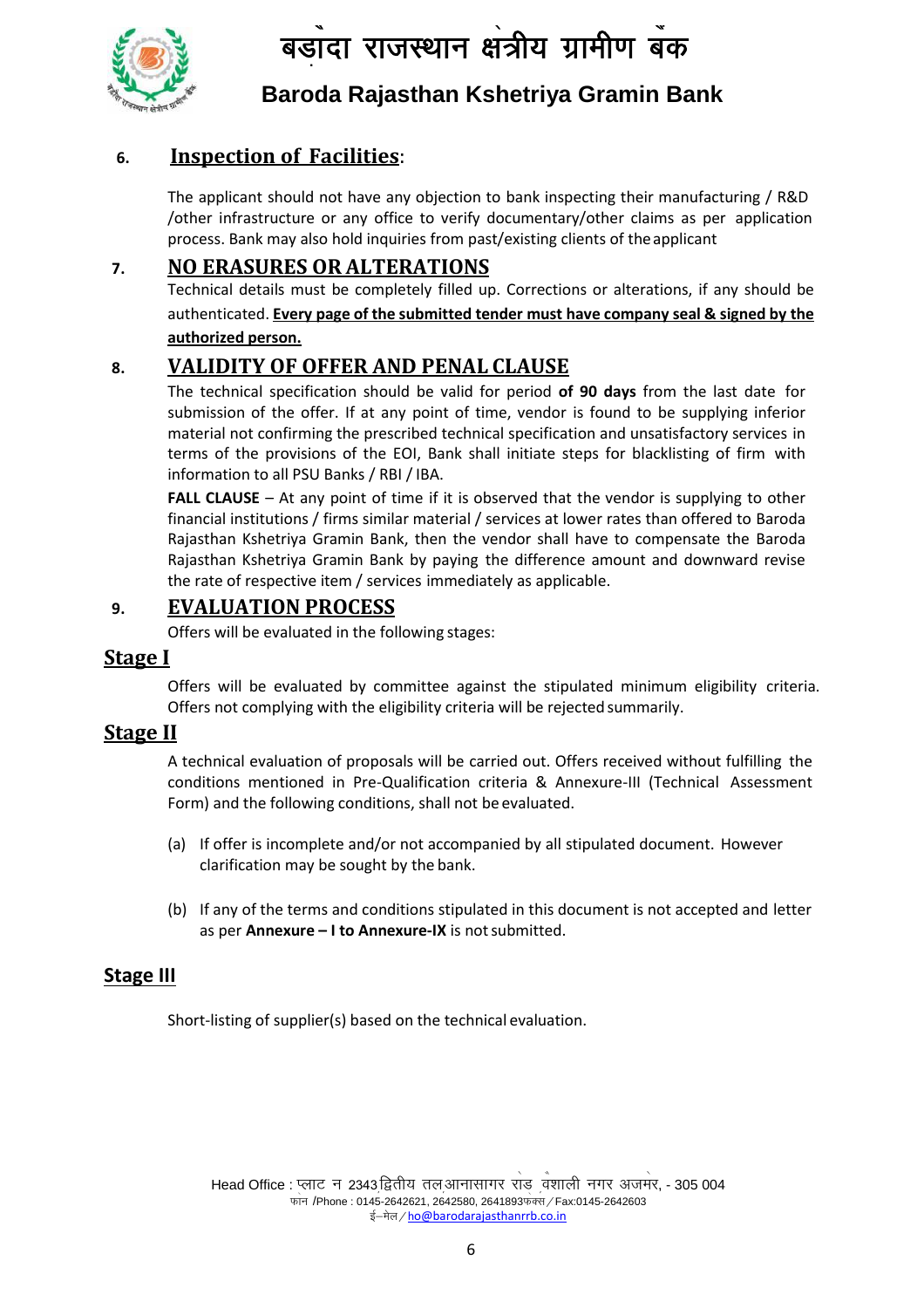## 6. **Inspection of Facilities**:

The applicant should not have any objection to bank inspecting their manufacturing / R&D /other infrastructure or any office to verify documentary/other claims as per application process. Bank may also hold inquiries from past/existing clients of the applicant

## 7. NO ERASURES OR ALTERATIONS

Technical details must be completely filled up. Corrections or alterations, if any should be authenticated. **Every page of the submitted tender must have company seal & signed by the authorized person.**

## 8. VALIDITY OF OFFER AND PENAL CLAUSE

The technical specification should be valid for period **of 90 days** from the last date for submission of the offer. If at any point of time, vendor is found to be supplying inferior material not confirming the prescribed technical specification and unsatisfactory services in terms of the provisions of the EOI, Bank shall initiate steps for blacklisting of firm with information to all PSU Banks / RBI / IBA.

**FALL CLAUSE** – At any point of time if it is observed that the vendor is supplying to other financial institutions / firms similar material / services at lower rates than offered to Baroda Rajasthan Kshetriya Gramin Bank, then the vendor shall have to compensate the Baroda Rajasthan Kshetriya Gramin Bank by paying the difference amount and downward revise the rate of respective item / services immediately as applicable.

## 9. EVALUATION PROCESS

Offers will be evaluated in the following stages:

### Stage I

Offers will be evaluated by committee against the stipulated minimum eligibility criteria. Offers not complying with the eligibility criteria will be rejected summarily.

### Stage II

A technical evaluation of proposals will be carried out. Offers received without fulfilling the conditions mentioned in Pre-Qualification criteria & Annexure-III (Technical Assessment Form) and the following conditions, shall not be evaluated.

(a) If offer is incomplete and/or not accompanied by all stipulated document. However clarification may be sought by the bank.

(b) If any of the terms and conditions stipulated in this document is not accepted and letter as per **Annexure – I to Annexure-IX** is not submitted.

### Stage III

Short-listing of supplier(s) based on the technical evaluation.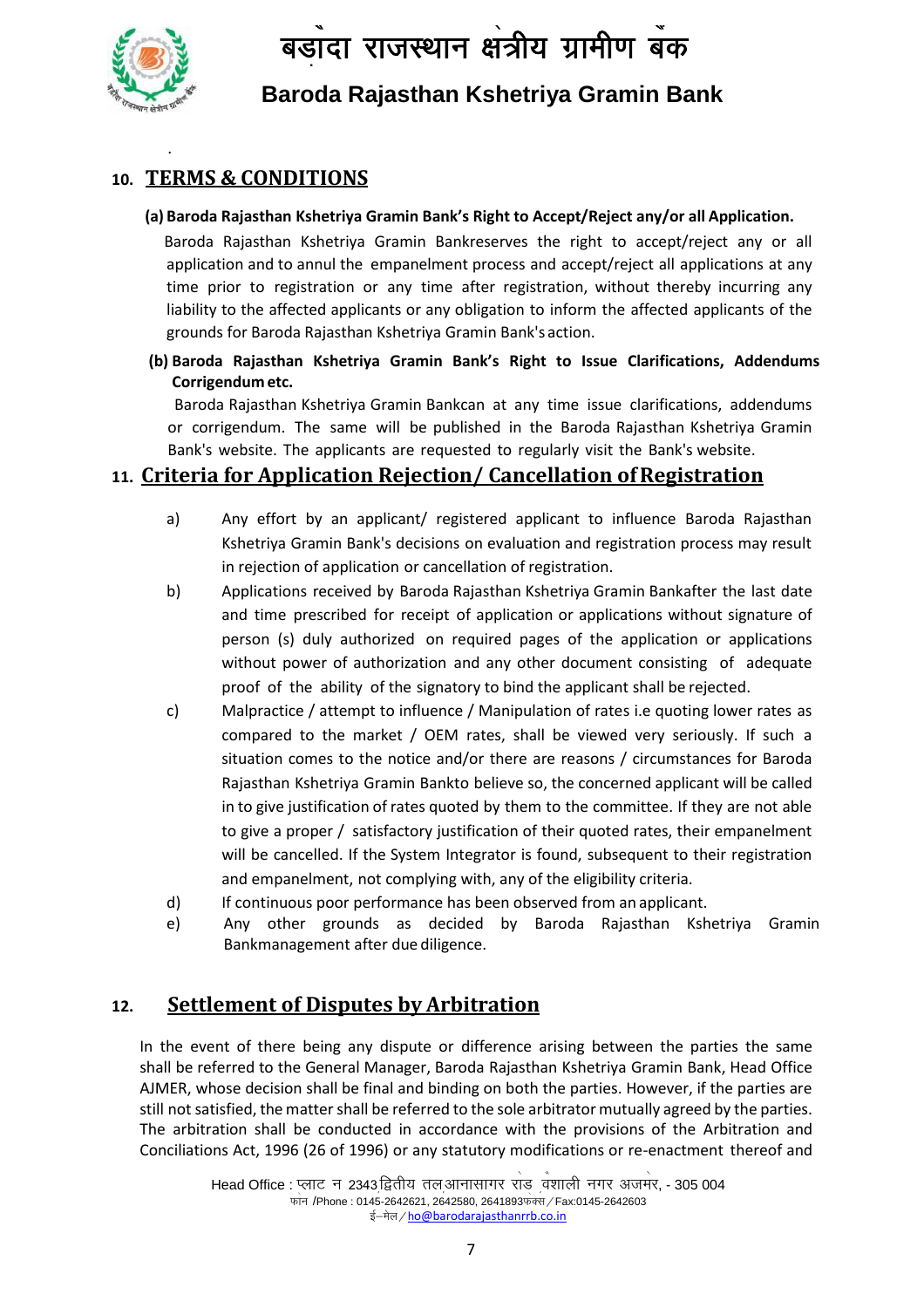## 10. TERMS & CONDITIONS

**(a) Baroda Rajasthan Kshetriya Gramin Bank's Right to Accept/Reject any/or all Application.**

Baroda Rajasthan Kshetriya Gramin Bankreserves the right to accept/reject any or all application and to annul the empanelment process and accept/reject all applications at any time prior to registration or any time after registration, without thereby incurring any liability to the affected applicants or any obligation to inform the affected applicants of the grounds for Baroda Rajasthan Kshetriya Gramin Bank's action.

**(b) Baroda Rajasthan Kshetriya Gramin Bank's Right to Issue Clarifications, Addendums Corrigendum etc.**

Baroda Rajasthan Kshetriya Gramin Bankcan at any time issue clarifications, addendums or corrigendum. The same will be published in the Baroda Rajasthan Kshetriya Gramin Bank's website. The applicants are requested to regularly visit the Bank's website.

## 11. Criteria for Application Rejection/ Cancellation of Registration

a) Any effort by an applicant/ registered applicant to influence Baroda Rajasthan Kshetriya Gramin Bank's decisions on evaluation and registration process may result in rejection of application or cancellation of registration.

b) Applications received by Baroda Rajasthan Kshetriya Gramin Bankafter the last date and time prescribed for receipt of application or applications without signature of person (s) duly authorized on required pages of the application or applications without power of authorization and any other document consisting of adequate proof of the ability of the signatory to bind the applicant shall be rejected.

c) Malpractice / attempt to influence / Manipulation of rates i.e quoting lower rates as compared to the market / OEM rates, shall be viewed very seriously. If such a situation comes to the notice and/or there are reasons / circumstances for Baroda Rajasthan Kshetriya Gramin Bankto believe so, the concerned applicant will be called in to give justification of rates quoted by them to the committee. If they are not able to give a proper / satisfactory justification of their quoted rates, their empanelment will be cancelled. If the System Integrator is found, subsequent to their registration and empanelment, not complying with, any of the eligibility criteria.

d) If continuous poor performance has been observed from an applicant.

e) Any other grounds as decided by Baroda Rajasthan Kshetriya Gramin Bankmanagement after due diligence.

## 12. Settlement of Disputes by Arbitration

In the event of there being any dispute or difference arising between the parties the same shall be referred to the General Manager, Baroda Rajasthan Kshetriya Gramin Bank, Head Office AJMER, whose decision shall be final and binding on both the parties. However, if the parties are still not satisfied, the matter shall be referred to the sole arbitrator mutually agreed by the parties. The arbitration shall be conducted in accordance with the provisions of the Arbitration and Conciliations Act, 1996 (26 of 1996) or any statutory modifications or re-enactment thereof and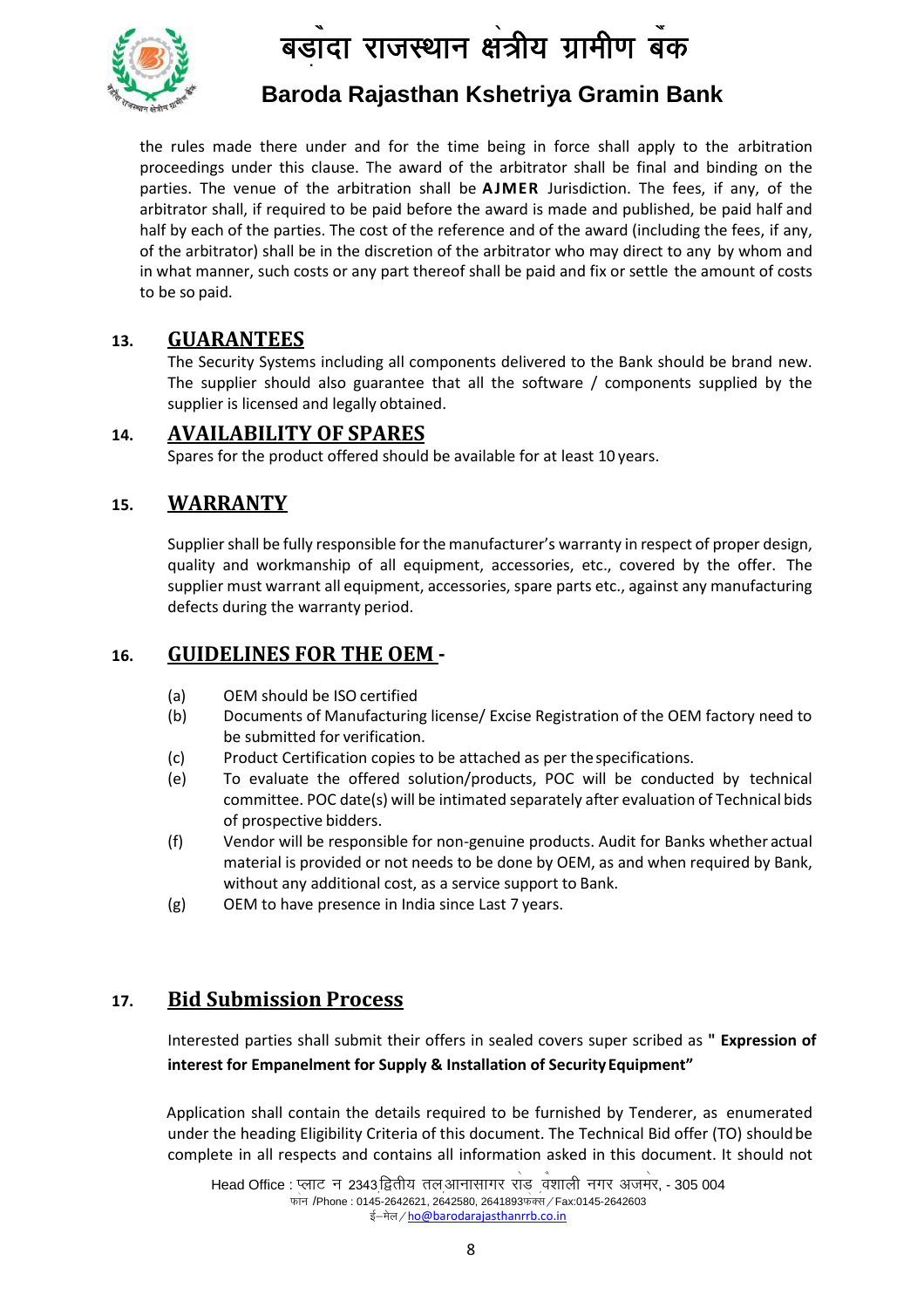the rules made there under and for the time being in force shall apply to the arbitration proceedings under this clause. The award of the arbitrator shall be final and binding on the parties. The venue of the arbitration shall be **AJMER** Jurisdiction. The fees, if any, of the arbitrator shall, if required to be paid before the award is made and published, be paid half and half by each of the parties. The cost of the reference and of the award (including the fees, if any, of the arbitrator) shall be in the discretion of the arbitrator who may direct to any by whom and in what manner, such costs or any part thereof shall be paid and fix or settle the amount of costs to be so paid.

## 13. GUARANTEES

The Security Systems including all components delivered to the Bank should be brand new. The supplier should also guarantee that all the software / components supplied by the supplier is licensed and legally obtained.

## 14. AVAILABILITY OF SPARES

Spares for the product offered should be available for at least 10 years.

## 15. WARRANTY

Supplier shall be fully responsible for the manufacturer's warranty in respect of proper design, quality and workmanship of all equipment, accessories, etc., covered by the offer. The supplier must warrant all equipment, accessories, spare parts etc., against any manufacturing defects during the warranty period.

## 16. GUIDELINES FOR THE OEM -

(a) OEM should be ISO certified

(b) Documents of Manufacturing license/ Excise Registration of the OEM factory need to be submitted for verification.

(c) Product Certification copies to be attached as per the specifications.

(e) To evaluate the offered solution/products, POC will be conducted by technical committee. POC date(s) will be intimated separately after evaluation of Technical bids of prospective bidders.

(f) Vendor will be responsible for non-genuine products. Audit for Banks whether actual material is provided or not needs to be done by OEM, as and when required by Bank, without any additional cost, as a service support to Bank.

(g) OEM to have presence in India since Last 7 years.

## 17. Bid Submission Process

Interested parties shall submit their offers in sealed covers super scribed as **" Expression of interest for Empanelment for Supply & Installation of Security Equipment"**

Application shall contain the details required to be furnished by Tenderer, as enumerated under the heading Eligibility Criteria of this document. The Technical Bid offer (TO) should be complete in all respects and contains all information asked in this document. It should not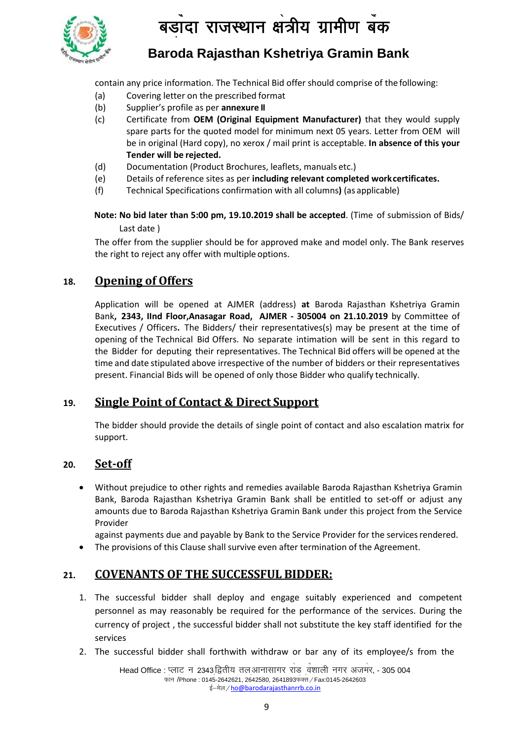contain any price information. The Technical Bid offer should comprise of the following:

(a) Covering letter on the prescribed format
(b) Supplier's profile as per **annexure II**
(c) Certificate from **OEM (Original Equipment Manufacturer)** that they would supply spare parts for the quoted model for minimum next 05 years. Letter from OEM will be in original (Hard copy), no xerox / mail print is acceptable. **In absence of this your Tender will be rejected.**
(d) Documentation (Product Brochures, leaflets, manuals etc.)
(e) Details of reference sites as per **including relevant completed work certificates.**
(f) Technical Specifications confirmation with all columns**)** (as applicable)

**Note: No bid later than 5:00 pm, 19.10.2019 shall be accepted**. (Time of submission of Bids/ Last date )

The offer from the supplier should be for approved make and model only. The Bank reserves the right to reject any offer with multiple options.

## 18. Opening of Offers

Application will be opened at AJMER (address) **at** Baroda Rajasthan Kshetriya Gramin Bank**, 2343, IInd Floor,Anasagar Road, AJMER - 305004 on 21.10.2019** by Committee of Executives / Officers**.** The Bidders/ their representatives(s) may be present at the time of opening of the Technical Bid Offers. No separate intimation will be sent in this regard to the Bidder for deputing their representatives. The Technical Bid offers will be opened at the time and date stipulated above irrespective of the number of bidders or their representatives present. Financial Bids will be opened of only those Bidder who qualify technically.

## 19. Single Point of Contact & Direct Support

The bidder should provide the details of single point of contact and also escalation matrix for support.

## 20. Set-off

- Without prejudice to other rights and remedies available Baroda Rajasthan Kshetriya Gramin Bank, Baroda Rajasthan Kshetriya Gramin Bank shall be entitled to set-off or adjust any amounts due to Baroda Rajasthan Kshetriya Gramin Bank under this project from the Service Provider
  against payments due and payable by Bank to the Service Provider for the services rendered.
- The provisions of this Clause shall survive even after termination of the Agreement.

## 21. COVENANTS OF THE SUCCESSFUL BIDDER:

1. The successful bidder shall deploy and engage suitably experienced and competent personnel as may reasonably be required for the performance of the services. During the currency of project , the successful bidder shall not substitute the key staff identified for the services
2. The successful bidder shall forthwith withdraw or bar any of its employee/s from the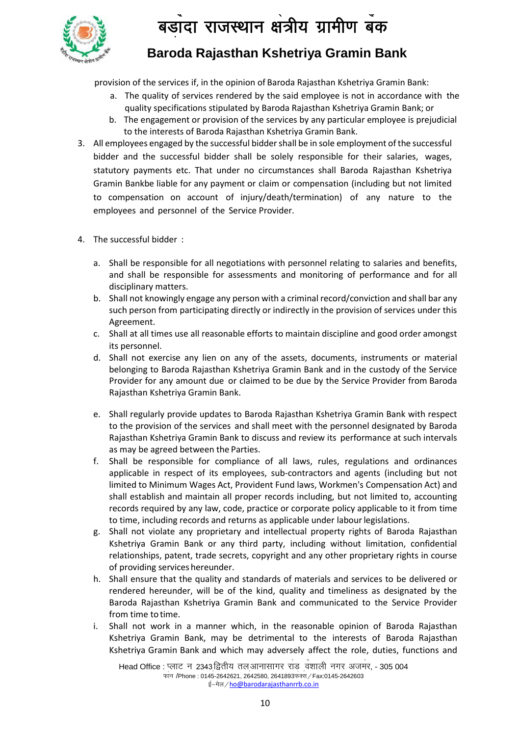provision of the services if, in the opinion of Baroda Rajasthan Kshetriya Gramin Bank:

a. The quality of services rendered by the said employee is not in accordance with the quality specifications stipulated by Baroda Rajasthan Kshetriya Gramin Bank; or
b. The engagement or provision of the services by any particular employee is prejudicial to the interests of Baroda Rajasthan Kshetriya Gramin Bank.

3. All employees engaged by the successful bidder shall be in sole employment of the successful bidder and the successful bidder shall be solely responsible for their salaries, wages, statutory payments etc. That under no circumstances shall Baroda Rajasthan Kshetriya Gramin Bankbe liable for any payment or claim or compensation (including but not limited to compensation on account of injury/death/termination) of any nature to the employees and personnel of the Service Provider.

4. The successful bidder :

   a. Shall be responsible for all negotiations with personnel relating to salaries and benefits, and shall be responsible for assessments and monitoring of performance and for all disciplinary matters.
   b. Shall not knowingly engage any person with a criminal record/conviction and shall bar any such person from participating directly or indirectly in the provision of services under this Agreement.
   c. Shall at all times use all reasonable efforts to maintain discipline and good order amongst its personnel.
   d. Shall not exercise any lien on any of the assets, documents, instruments or material belonging to Baroda Rajasthan Kshetriya Gramin Bank and in the custody of the Service Provider for any amount due or claimed to be due by the Service Provider from Baroda Rajasthan Kshetriya Gramin Bank.
   e. Shall regularly provide updates to Baroda Rajasthan Kshetriya Gramin Bank with respect to the provision of the services and shall meet with the personnel designated by Baroda Rajasthan Kshetriya Gramin Bank to discuss and review its performance at such intervals as may be agreed between the Parties.
   f. Shall be responsible for compliance of all laws, rules, regulations and ordinances applicable in respect of its employees, sub-contractors and agents (including but not limited to Minimum Wages Act, Provident Fund laws, Workmen's Compensation Act) and shall establish and maintain all proper records including, but not limited to, accounting records required by any law, code, practice or corporate policy applicable to it from time to time, including records and returns as applicable under labour legislations.
   g. Shall not violate any proprietary and intellectual property rights of Baroda Rajasthan Kshetriya Gramin Bank or any third party, including without limitation, confidential relationships, patent, trade secrets, copyright and any other proprietary rights in course of providing services hereunder.
   h. Shall ensure that the quality and standards of materials and services to be delivered or rendered hereunder, will be of the kind, quality and timeliness as designated by the Baroda Rajasthan Kshetriya Gramin Bank and communicated to the Service Provider from time to time.
   i. Shall not work in a manner which, in the reasonable opinion of Baroda Rajasthan Kshetriya Gramin Bank, may be detrimental to the interests of Baroda Rajasthan Kshetriya Gramin Bank and which may adversely affect the role, duties, functions and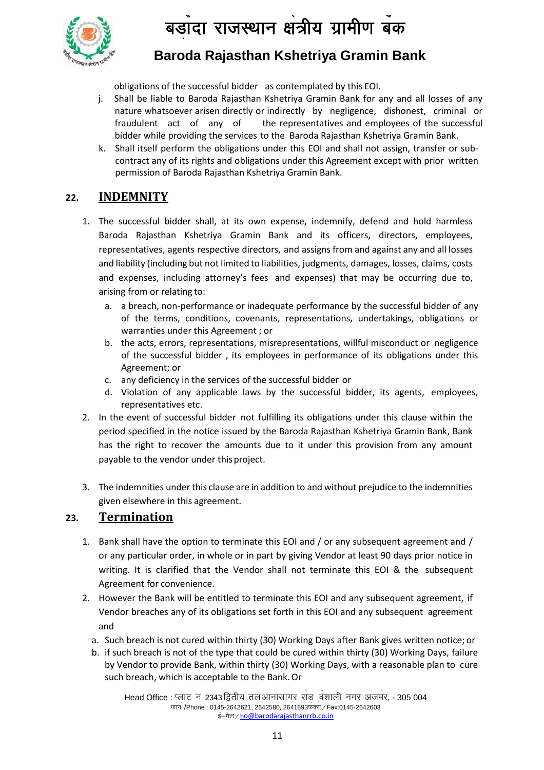obligations of the successful bidder as contemplated by this EOI.

j. Shall be liable to Baroda Rajasthan Kshetriya Gramin Bank for any and all losses of any nature whatsoever arisen directly or indirectly by negligence, dishonest, criminal or fraudulent act of any of the representatives and employees of the successful bidder while providing the services to the Baroda Rajasthan Kshetriya Gramin Bank.

k. Shall itself perform the obligations under this EOI and shall not assign, transfer or sub-contract any of its rights and obligations under this Agreement except with prior written permission of Baroda Rajasthan Kshetriya Gramin Bank.

## 22. INDEMNITY

1. The successful bidder shall, at its own expense, indemnify, defend and hold harmless Baroda Rajasthan Kshetriya Gramin Bank and its officers, directors, employees, representatives, agents respective directors, and assigns from and against any and all losses and liability (including but not limited to liabilities, judgments, damages, losses, claims, costs and expenses, including attorney's fees and expenses) that may be occurring due to, arising from or relating to:
   a. a breach, non-performance or inadequate performance by the successful bidder of any of the terms, conditions, covenants, representations, undertakings, obligations or warranties under this Agreement ; or
   b. the acts, errors, representations, misrepresentations, willful misconduct or negligence of the successful bidder , its employees in performance of its obligations under this Agreement; or
   c. any deficiency in the services of the successful bidder or
   d. Violation of any applicable laws by the successful bidder, its agents, employees, representatives etc.
2. In the event of successful bidder not fulfilling its obligations under this clause within the period specified in the notice issued by the Baroda Rajasthan Kshetriya Gramin Bank, Bank has the right to recover the amounts due to it under this provision from any amount payable to the vendor under this project.
3. The indemnities under this clause are in addition to and without prejudice to the indemnities given elsewhere in this agreement.

## 23. Termination

1. Bank shall have the option to terminate this EOI and / or any subsequent agreement and / or any particular order, in whole or in part by giving Vendor at least 90 days prior notice in writing. It is clarified that the Vendor shall not terminate this EOI & the subsequent Agreement for convenience.
2. However the Bank will be entitled to terminate this EOI and any subsequent agreement, if Vendor breaches any of its obligations set forth in this EOI and any subsequent agreement and
   a. Such breach is not cured within thirty (30) Working Days after Bank gives written notice; or
   b. if such breach is not of the type that could be cured within thirty (30) Working Days, failure by Vendor to provide Bank, within thirty (30) Working Days, with a reasonable plan to cure such breach, which is acceptable to the Bank. Or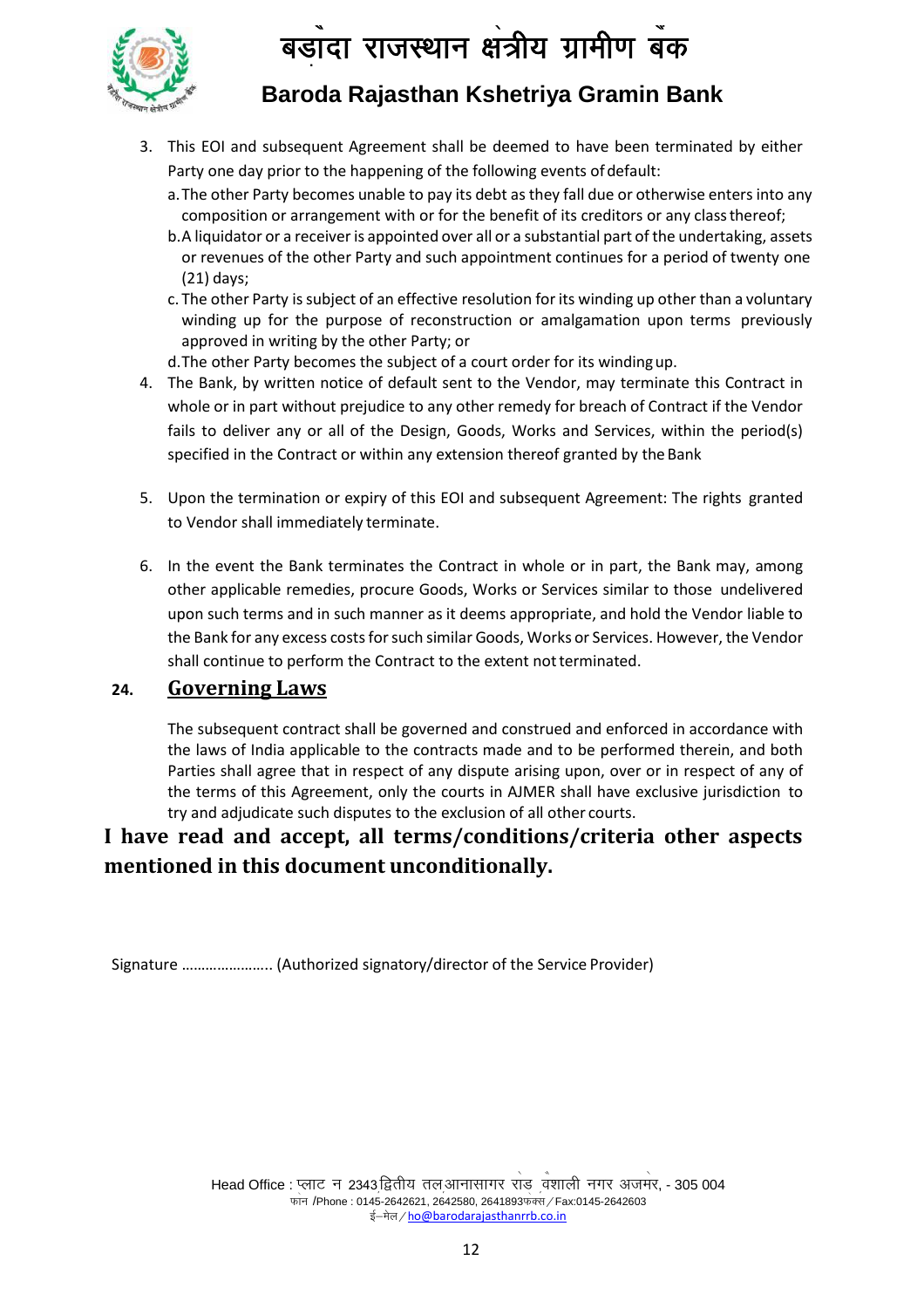3. This EOI and subsequent Agreement shall be deemed to have been terminated by either Party one day prior to the happening of the following events of default:
   a. The other Party becomes unable to pay its debt as they fall due or otherwise enters into any composition or arrangement with or for the benefit of its creditors or any class thereof;
   b. A liquidator or a receiver is appointed over all or a substantial part of the undertaking, assets or revenues of the other Party and such appointment continues for a period of twenty one (21) days;
   c. The other Party is subject of an effective resolution for its winding up other than a voluntary winding up for the purpose of reconstruction or amalgamation upon terms previously approved in writing by the other Party; or
   d. The other Party becomes the subject of a court order for its winding up.
4. The Bank, by written notice of default sent to the Vendor, may terminate this Contract in whole or in part without prejudice to any other remedy for breach of Contract if the Vendor fails to deliver any or all of the Design, Goods, Works and Services, within the period(s) specified in the Contract or within any extension thereof granted by the Bank
5. Upon the termination or expiry of this EOI and subsequent Agreement: The rights granted to Vendor shall immediately terminate.
6. In the event the Bank terminates the Contract in whole or in part, the Bank may, among other applicable remedies, procure Goods, Works or Services similar to those undelivered upon such terms and in such manner as it deems appropriate, and hold the Vendor liable to the Bank for any excess costs for such similar Goods, Works or Services. However, the Vendor shall continue to perform the Contract to the extent not terminated.

## 24. Governing Laws

The subsequent contract shall be governed and construed and enforced in accordance with the laws of India applicable to the contracts made and to be performed therein, and both Parties shall agree that in respect of any dispute arising upon, over or in respect of any of the terms of this Agreement, only the courts in AJMER shall have exclusive jurisdiction to try and adjudicate such disputes to the exclusion of all other courts.

**I have read and accept, all terms/conditions/criteria other aspects mentioned in this document unconditionally.**

Signature ………………….. (Authorized signatory/director of the Service Provider)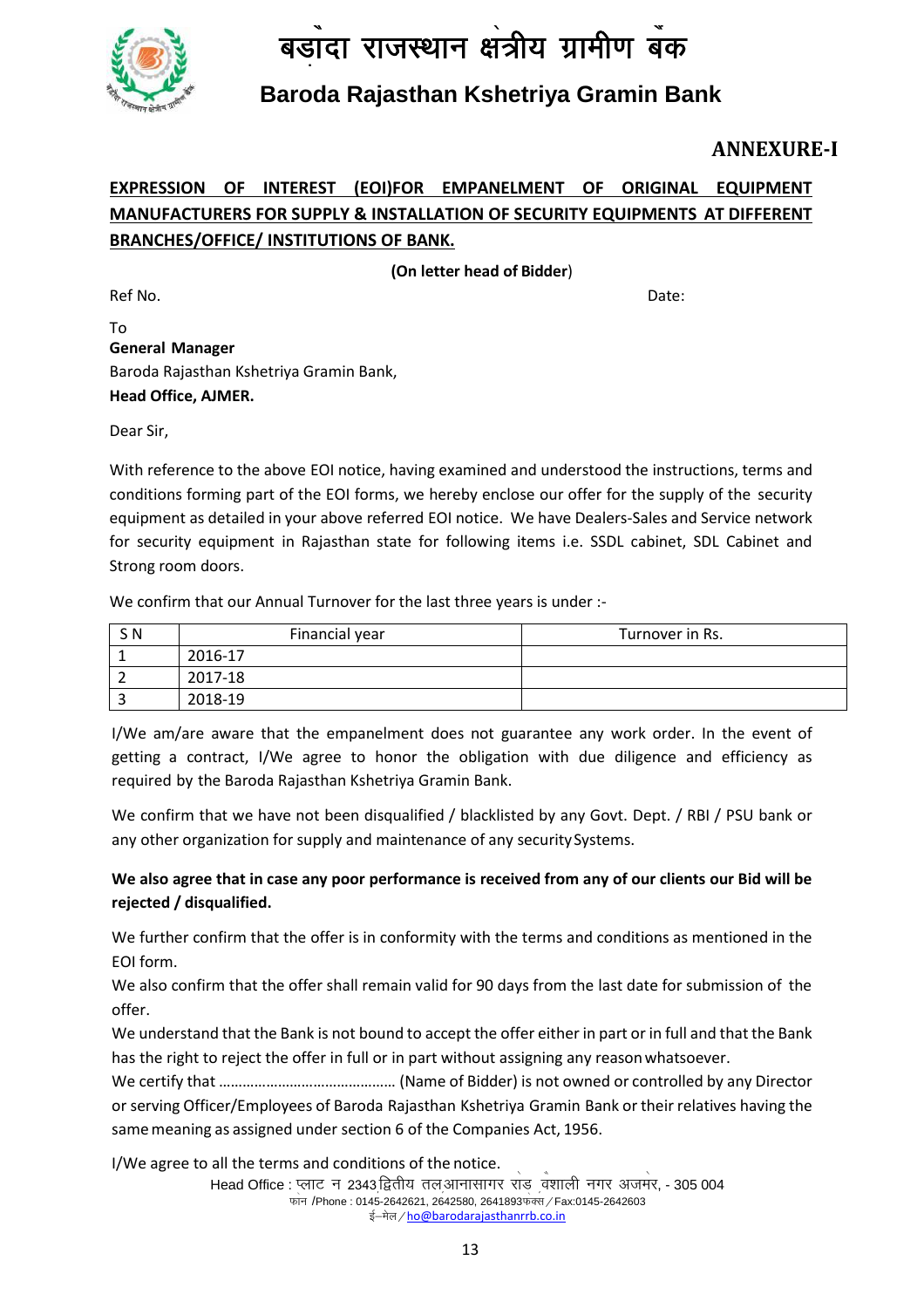# बड़ौदा राजस्थान क्षेत्रीय ग्रामीण बैंक

## Baroda Rajasthan Kshetriya Gramin Bank

**ANNEXURE-I**

**EXPRESSION OF INTEREST (EOI)FOR EMPANELMENT OF ORIGINAL EQUIPMENT MANUFACTURERS FOR SUPPLY & INSTALLATION OF SECURITY EQUIPMENTS AT DIFFERENT BRANCHES/OFFICE/ INSTITUTIONS OF BANK.**

(**On letter head of Bidder**)

Ref No. Date:

To
**General Manager**
Baroda Rajasthan Kshetriya Gramin Bank,
**Head Office, AJMER.**

Dear Sir,

With reference to the above EOI notice, having examined and understood the instructions, terms and conditions forming part of the EOI forms, we hereby enclose our offer for the supply of the security equipment as detailed in your above referred EOI notice. We have Dealers-Sales and Service network for security equipment in Rajasthan state for following items i.e. SSDL cabinet, SDL Cabinet and Strong room doors.

We confirm that our Annual Turnover for the last three years is under :-

| S N | Financial year | Turnover in Rs. |
|---|---|---|
| 1 | 2016-17 | |
| 2 | 2017-18 | |
| 3 | 2018-19 | |

I/We am/are aware that the empanelment does not guarantee any work order. In the event of getting a contract, I/We agree to honor the obligation with due diligence and efficiency as required by the Baroda Rajasthan Kshetriya Gramin Bank.

We confirm that we have not been disqualified / blacklisted by any Govt. Dept. / RBI / PSU bank or any other organization for supply and maintenance of any security Systems.

**We also agree that in case any poor performance is received from any of our clients our Bid will be rejected / disqualified.**

We further confirm that the offer is in conformity with the terms and conditions as mentioned in the EOI form.

We also confirm that the offer shall remain valid for 90 days from the last date for submission of the offer.

We understand that the Bank is not bound to accept the offer either in part or in full and that the Bank has the right to reject the offer in full or in part without assigning any reason whatsoever.

We certify that ……………………………………… (Name of Bidder) is not owned or controlled by any Director or serving Officer/Employees of Baroda Rajasthan Kshetriya Gramin Bank or their relatives having the same meaning as assigned under section 6 of the Companies Act, 1956.

I/We agree to all the terms and conditions of the notice.

Head Office : प्लाट न 2343 द्वितीय तल आनासागर रोड वैशाली नगर अजमेर, - 305 004
फोन /Phone : 0145-2642621, 2642580, 2641893 फैक्स / Fax:0145-2642603
ई–मेल / ho@barodarajasthanrrb.co.in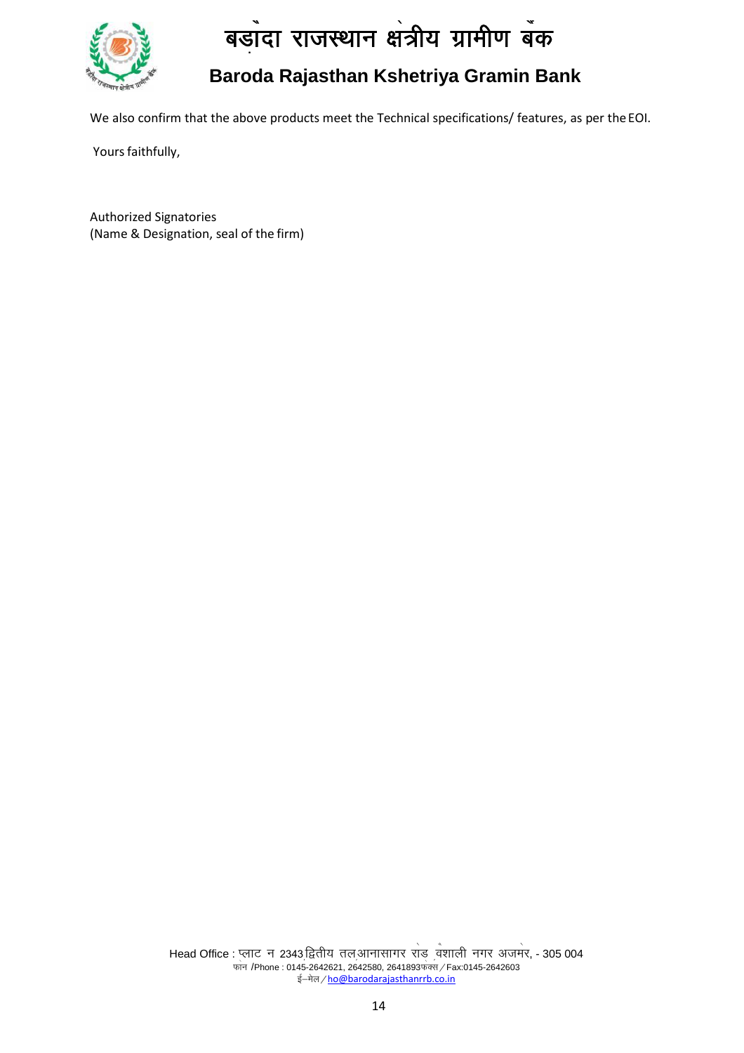We also confirm that the above products meet the Technical specifications/ features, as per the EOI.

Yours faithfully,

Authorized Signatories
(Name & Designation, seal of the firm)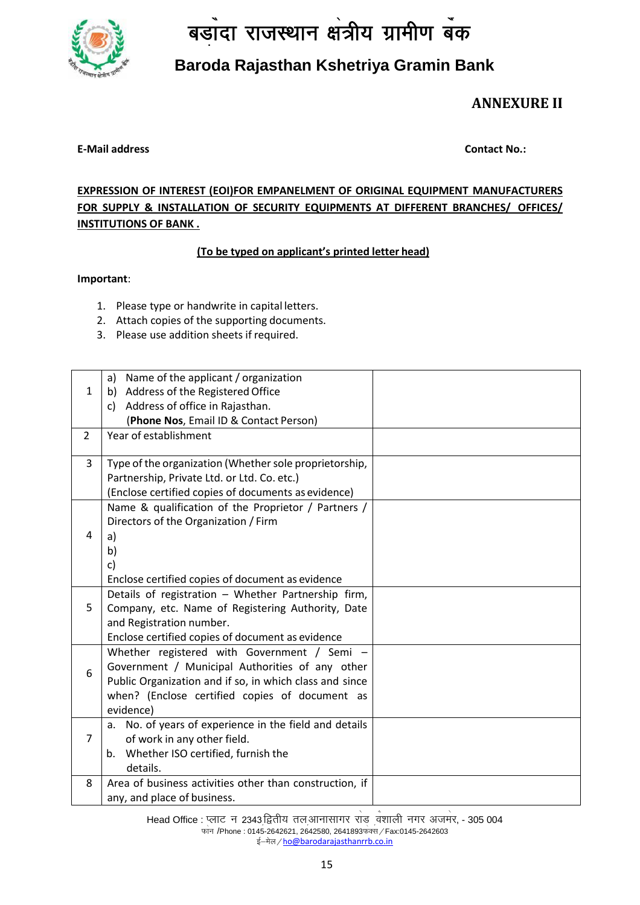# बड़ौदा राजस्थान क्षेत्रीय ग्रामीण बैंक

## Baroda Rajasthan Kshetriya Gramin Bank

### ANNEXURE II

**E-Mail address** **Contact No.:**

**EXPRESSION OF INTEREST (EOI)FOR EMPANELMENT OF ORIGINAL EQUIPMENT MANUFACTURERS FOR SUPPLY & INSTALLATION OF SECURITY EQUIPMENTS AT DIFFERENT BRANCHES/ OFFICES/ INSTITUTIONS OF BANK .**

**(To be typed on applicant's printed letter head)**

**Important**:

1. Please type or handwrite in capital letters.
2. Attach copies of the supporting documents.
3. Please use addition sheets if required.

| | | |
|---|---|---|
| 1 | a) Name of the applicant / organization<br>b) Address of the Registered Office<br>c) Address of office in Rajasthan.<br>(**Phone Nos**, Email ID & Contact Person) | |
| 2 | Year of establishment | |
| 3 | Type of the organization (Whether sole proprietorship, Partnership, Private Ltd. or Ltd. Co. etc.)<br>(Enclose certified copies of documents as evidence) | |
| 4 | Name & qualification of the Proprietor / Partners / Directors of the Organization / Firm<br>a)<br>b)<br>c)<br>Enclose certified copies of document as evidence | |
| 5 | Details of registration – Whether Partnership firm, Company, etc. Name of Registering Authority, Date and Registration number.<br>Enclose certified copies of document as evidence | |
| 6 | Whether registered with Government / Semi – Government / Municipal Authorities of any other Public Organization and if so, in which class and since when? (Enclose certified copies of document as evidence) | |
| 7 | a. No. of years of experience in the field and details of work in any other field.<br>b. Whether ISO certified, furnish the details. | |
| 8 | Area of business activities other than construction, if any, and place of business. | |

Head Office : प्लाट न 2343 द्वितीय तल आनासागर रोड वैशाली नगर अजमेर, - 305 004
फोन /Phone : 0145-2642621, 2642580, 2641893 फैक्स / Fax:0145-2642603
ई–मेल / ho@barodarajasthanrrb.co.in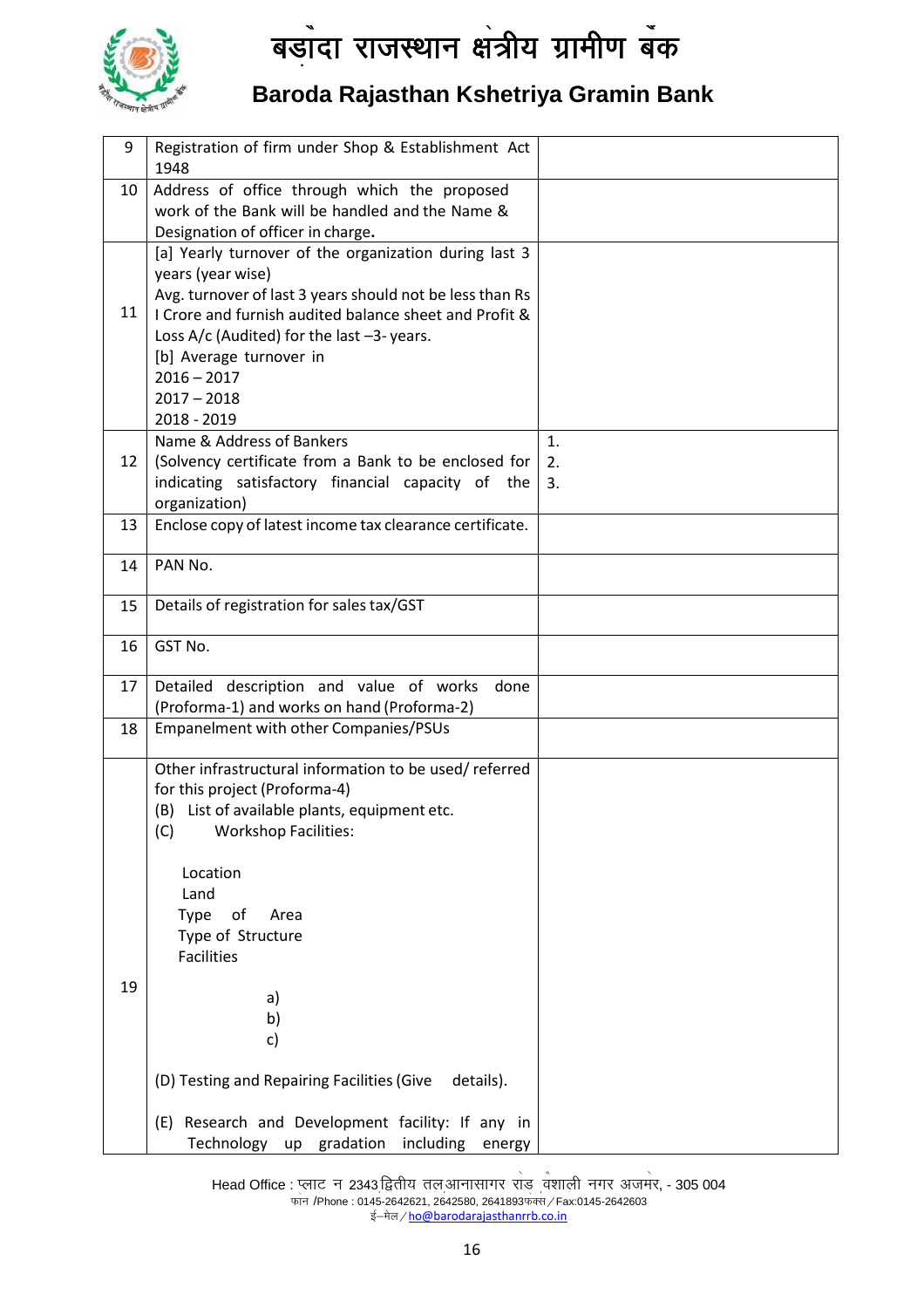| 9 | Registration of firm under Shop & Establishment Act 1948 | |
|---|---|---|
| 10 | Address of office through which the proposed work of the Bank will be handled and the Name & Designation of officer in charge. | |
| 11 | [a] Yearly turnover of the organization during last 3 years (year wise)<br>Avg. turnover of last 3 years should not be less than Rs I Crore and furnish audited balance sheet and Profit & Loss A/c (Audited) for the last –3- years.<br>[b] Average turnover in<br>2016 – 2017<br>2017 – 2018<br>2018 - 2019 | |
| 12 | Name & Address of Bankers<br>(Solvency certificate from a Bank to be enclosed for indicating satisfactory financial capacity of the organization) | 1.<br>2.<br>3. |
| 13 | Enclose copy of latest income tax clearance certificate. | |
| 14 | PAN No. | |
| 15 | Details of registration for sales tax/GST | |
| 16 | GST No. | |
| 17 | Detailed description and value of works done (Proforma-1) and works on hand (Proforma-2) | |
| 18 | Empanelment with other Companies/PSUs | |
| 19 | Other infrastructural information to be used/ referred for this project (Proforma-4)<br>(B) List of available plants, equipment etc.<br>(C) Workshop Facilities:<br><br>Location<br>Land<br>Type of Area<br>Type of Structure<br>Facilities<br><br>a)<br>b)<br>c)<br><br>(D) Testing and Repairing Facilities (Give details).<br><br>(E) Research and Development facility: If any in Technology up gradation including energy | |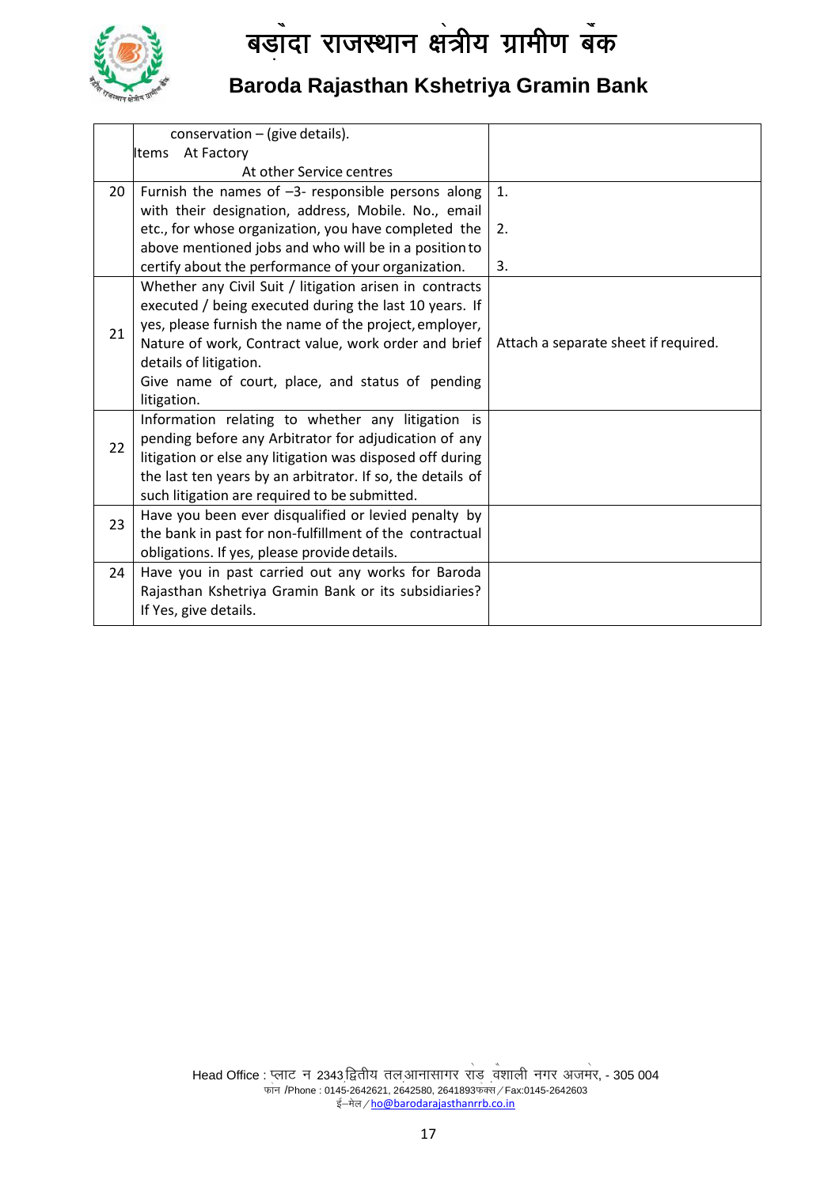| | | |
|---|---|---|
| | conservation – (give details).<br>Items At Factory<br>At other Service centres | |
| 20 | Furnish the names of –3- responsible persons along with their designation, address, Mobile. No., email etc., for whose organization, you have completed the above mentioned jobs and who will be in a position to certify about the performance of your organization. | 1.<br><br>2.<br><br>3. |
| 21 | Whether any Civil Suit / litigation arisen in contracts executed / being executed during the last 10 years. If yes, please furnish the name of the project, employer, Nature of work, Contract value, work order and brief details of litigation.<br>Give name of court, place, and status of pending litigation. | Attach a separate sheet if required. |
| 22 | Information relating to whether any litigation is pending before any Arbitrator for adjudication of any litigation or else any litigation was disposed off during the last ten years by an arbitrator. If so, the details of such litigation are required to be submitted. | |
| 23 | Have you been ever disqualified or levied penalty by the bank in past for non-fulfillment of the contractual obligations. If yes, please provide details. | |
| 24 | Have you in past carried out any works for Baroda Rajasthan Kshetriya Gramin Bank or its subsidiaries? If Yes, give details. | |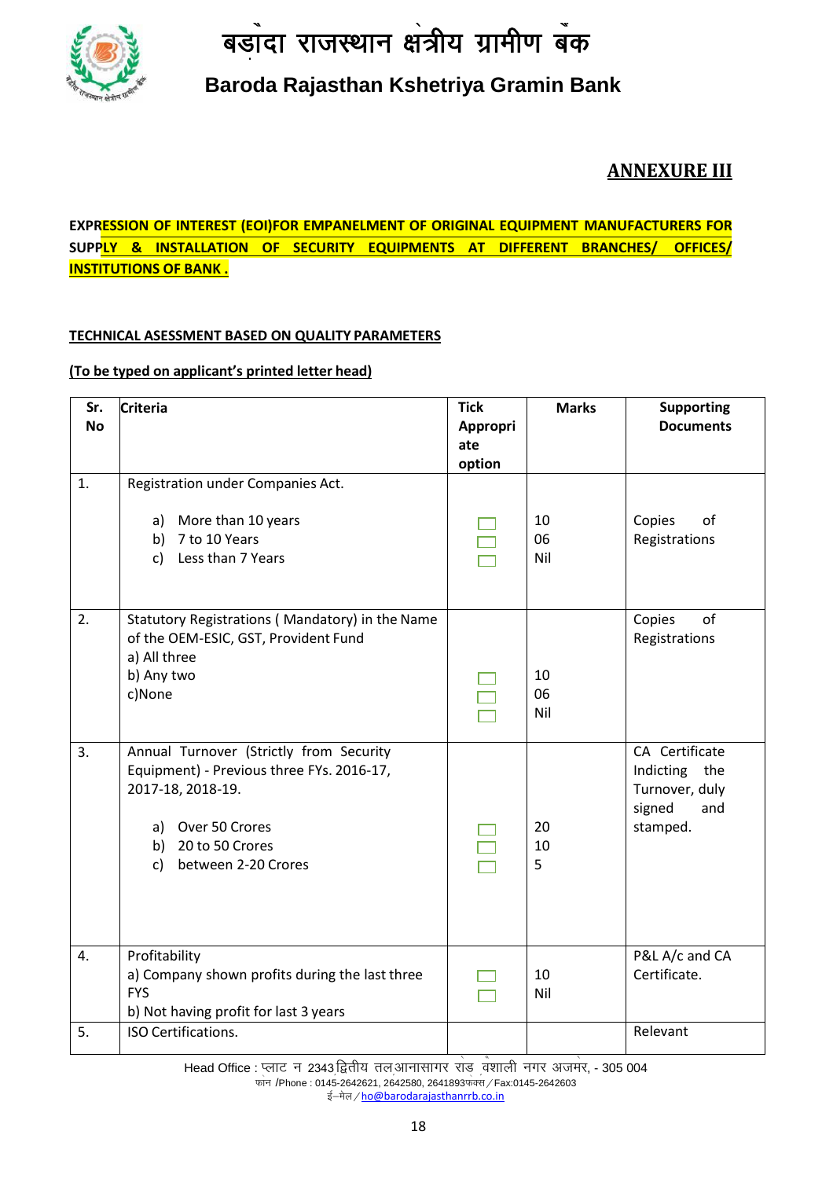## ANNEXURE III

**EXPRESSION OF INTEREST (EOI)FOR EMPANELMENT OF ORIGINAL EQUIPMENT MANUFACTURERS FOR SUPPLY & INSTALLATION OF SECURITY EQUIPMENTS AT DIFFERENT BRANCHES/ OFFICES/ INSTITUTIONS OF BANK .**

**TECHNICAL ASESSMENT BASED ON QUALITY PARAMETERS**

**(To be typed on applicant's printed letter head)**

| Sr. No | Criteria | Tick Appropriate option | Marks | Supporting Documents |
|---|---|---|---|---|
| 1. | Registration under Companies Act.<br>a) More than 10 years<br>b) 7 to 10 Years<br>c) Less than 7 Years | ☐<br>☐<br>☐ | 10<br>06<br>Nil | Copies of Registrations |
| 2. | Statutory Registrations ( Mandatory) in the Name of the OEM-ESIC, GST, Provident Fund<br>a) All three<br>b) Any two<br>c)None | ☐<br>☐<br>☐ | 10<br>06<br>Nil | Copies of Registrations |
| 3. | Annual Turnover (Strictly from Security Equipment) - Previous three FYs. 2016-17, 2017-18, 2018-19.<br>a) Over 50 Crores<br>b) 20 to 50 Crores<br>c) between 2-20 Crores | ☐<br>☐<br>☐ | 20<br>10<br>5 | CA Certificate Indicting the Turnover, duly signed and stamped. |
| 4. | Profitability<br>a) Company shown profits during the last three FYS<br>b) Not having profit for last 3 years | ☐<br>☐ | 10<br>Nil | P&L A/c and CA Certificate. |
| 5. | ISO Certifications. | | | Relevant |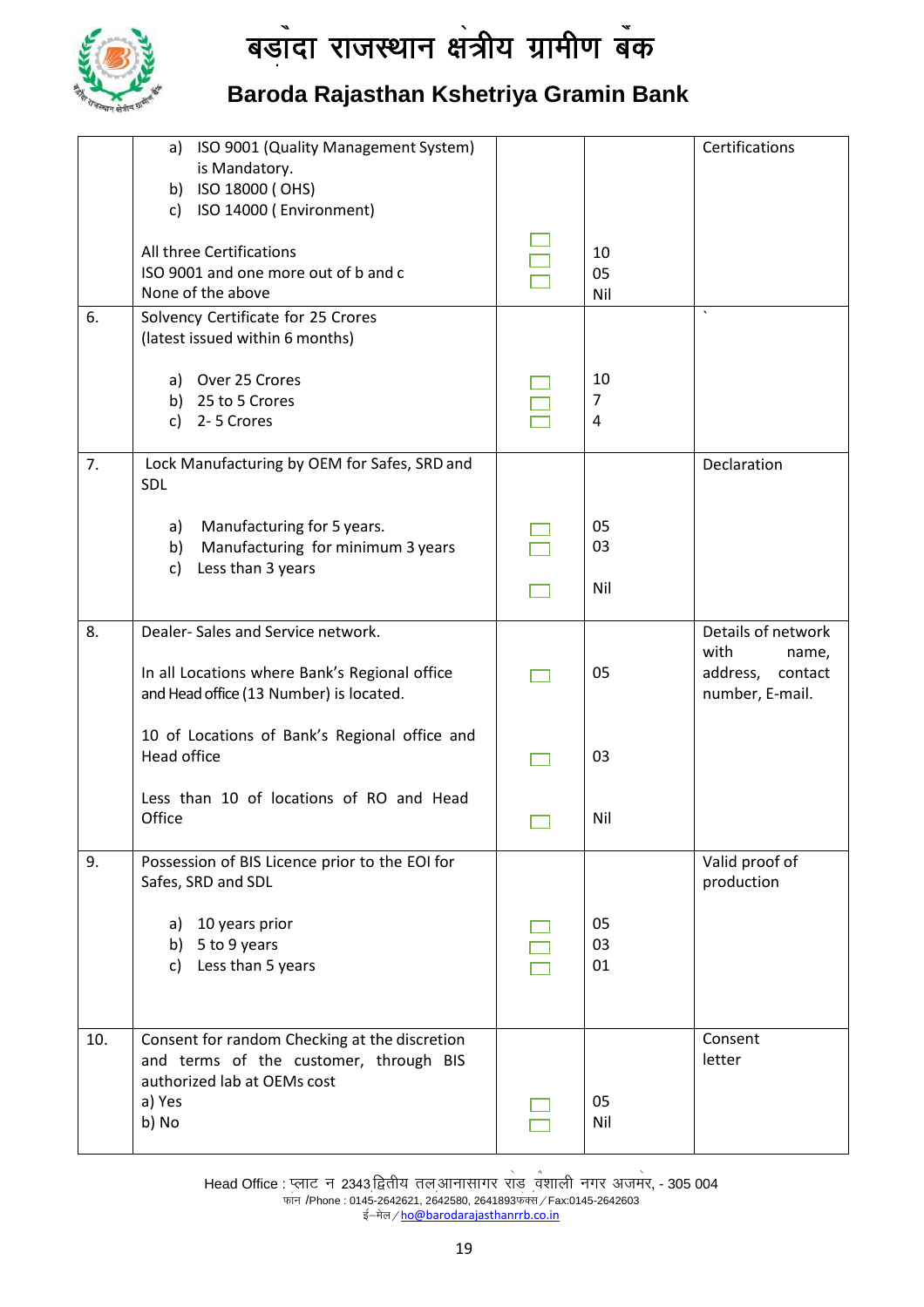| | | | | |
|---|---|---|---|---|
| | a) ISO 9001 (Quality Management System) is Mandatory.<br>b) ISO 18000 ( OHS)<br>c) ISO 14000 ( Environment)<br><br>All three Certifications<br>ISO 9001 and one more out of b and c<br>None of the above | ☐<br>☐<br>☐ | 10<br>05<br>Nil | Certifications |
| 6. | Solvency Certificate for 25 Crores<br>(latest issued within 6 months)<br><br>a) Over 25 Crores<br>b) 25 to 5 Crores<br>c) 2- 5 Crores | ☐<br>☐<br>☐ | 10<br>7<br>4 | ` |
| 7. | Lock Manufacturing by OEM for Safes, SRD and SDL<br><br>a) Manufacturing for 5 years.<br>b) Manufacturing for minimum 3 years<br>c) Less than 3 years | ☐<br>☐<br>☐ | 05<br>03<br>Nil | Declaration |
| 8. | Dealer- Sales and Service network.<br><br>In all Locations where Bank's Regional office and Head office (13 Number) is located.<br><br>10 of Locations of Bank's Regional office and Head office<br><br>Less than 10 of locations of RO and Head Office | ☐<br>☐<br>☐ | 05<br>03<br>Nil | Details of network with name, address, contact number, E-mail. |
| 9. | Possession of BIS Licence prior to the EOI for Safes, SRD and SDL<br><br>a) 10 years prior<br>b) 5 to 9 years<br>c) Less than 5 years | ☐<br>☐<br>☐ | 05<br>03<br>01 | Valid proof of production |
| 10. | Consent for random Checking at the discretion and terms of the customer, through BIS authorized lab at OEMs cost<br>a) Yes<br>b) No | ☐<br>☐ | 05<br>Nil | Consent letter |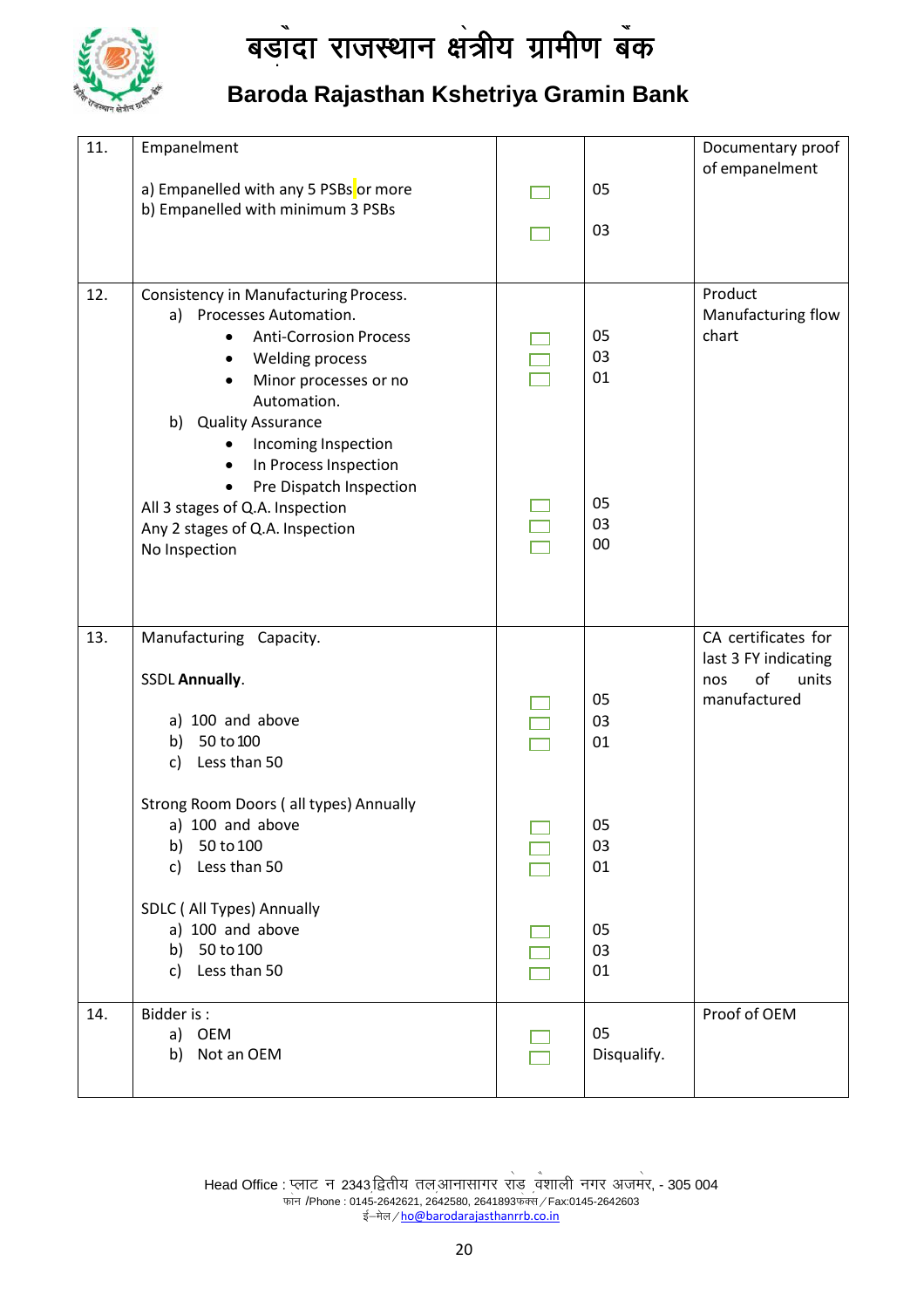| 11. | Empanelment<br><br>a) Empanelled with any 5 PSBs or more<br>b) Empanelled with minimum 3 PSBs | ☐<br>☐ | 05<br>03 | Documentary proof of empanelment |
|---|---|---|---|---|
| 12. | Consistency in Manufacturing Process.<br>a) Processes Automation.<br>• Anti-Corrosion Process<br>• Welding process<br>• Minor processes or no Automation.<br>b) Quality Assurance<br>• Incoming Inspection<br>• In Process Inspection<br>• Pre Dispatch Inspection<br>All 3 stages of Q.A. Inspection<br>Any 2 stages of Q.A. Inspection<br>No Inspection | ☐<br>☐<br>☐<br><br>☐<br>☐<br>☐ | 05<br>03<br>01<br><br>05<br>03<br>00 | Product Manufacturing flow chart |
| 13. | Manufacturing Capacity.<br><br>SSDL **Annually**.<br><br>a) 100 and above<br>b) 50 to 100<br>c) Less than 50<br><br>Strong Room Doors ( all types) Annually<br>a) 100 and above<br>b) 50 to 100<br>c) Less than 50<br><br>SDLC ( All Types) Annually<br>a) 100 and above<br>b) 50 to 100<br>c) Less than 50 | ☐<br>☐<br>☐<br><br>☐<br>☐<br>☐<br><br>☐<br>☐<br>☐ | 05<br>03<br>01<br><br>05<br>03<br>01<br><br>05<br>03<br>01 | CA certificates for last 3 FY indicating nos of units manufactured |
| 14. | Bidder is :<br>a) OEM<br>b) Not an OEM | ☐<br>☐ | 05<br>Disqualify. | Proof of OEM |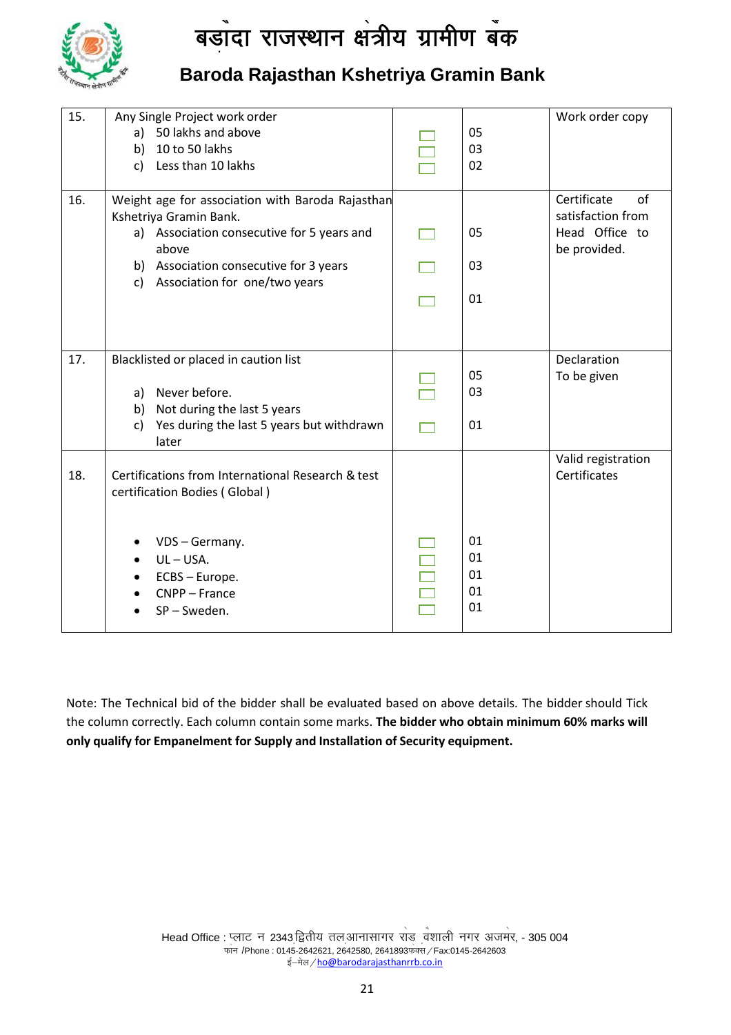| 15. | Any Single Project work order<br>a) 50 lakhs and above<br>b) 10 to 50 lakhs<br>c) Less than 10 lakhs | ☐<br>☐<br>☐ | 05<br>03<br>02 | Work order copy |
|---|---|---|---|---|
| 16. | Weight age for association with Baroda Rajasthan Kshetriya Gramin Bank.<br>a) Association consecutive for 5 years and above<br>b) Association consecutive for 3 years<br>c) Association for one/two years | ☐<br>☐<br>☐ | 05<br>03<br>01 | Certificate of satisfaction from Head Office to be provided. |
| 17. | Blacklisted or placed in caution list<br>a) Never before.<br>b) Not during the last 5 years<br>c) Yes during the last 5 years but withdrawn later | ☐<br>☐<br>☐ | 05<br>03<br>01 | Declaration To be given |
| 18. | Certifications from International Research & test certification Bodies ( Global )<br>• VDS – Germany.<br>• UL – USA.<br>• ECBS – Europe.<br>• CNPP – France<br>• SP – Sweden. | ☐<br>☐<br>☐<br>☐<br>☐ | 01<br>01<br>01<br>01<br>01 | Valid registration Certificates |

Note: The Technical bid of the bidder shall be evaluated based on above details. The bidder should Tick the column correctly. Each column contain some marks. **The bidder who obtain minimum 60% marks will only qualify for Empanelment for Supply and Installation of Security equipment.**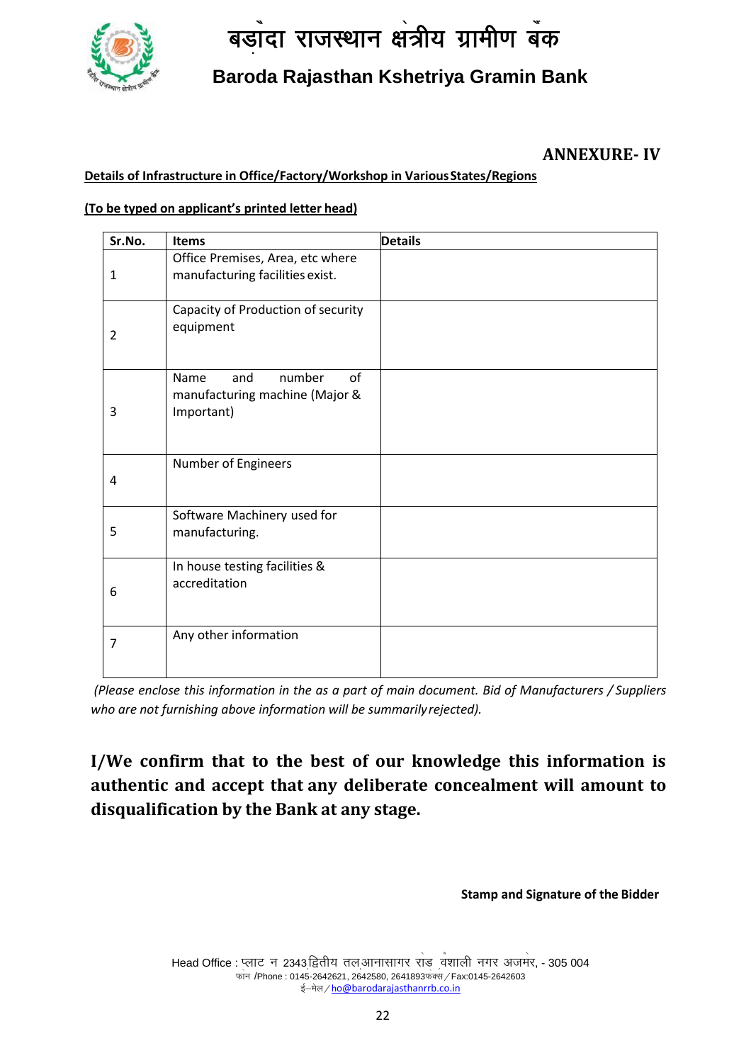# बड़ौदा राजस्थान क्षेत्रीय ग्रामीण बैंक

## Baroda Rajasthan Kshetriya Gramin Bank

**ANNEXURE- IV**

**Details of Infrastructure in Office/Factory/Workshop in Various States/Regions**

**(To be typed on applicant's printed letter head)**

| Sr.No. | Items | Details |
|---|---|---|
| 1 | Office Premises, Area, etc where manufacturing facilities exist. | |
| 2 | Capacity of Production of security equipment | |
| 3 | Name and number of manufacturing machine (Major & Important) | |
| 4 | Number of Engineers | |
| 5 | Software Machinery used for manufacturing. | |
| 6 | In house testing facilities & accreditation | |
| 7 | Any other information | |

*(Please enclose this information in the as a part of main document. Bid of Manufacturers / Suppliers who are not furnishing above information will be summarily rejected).*

**I/We confirm that to the best of our knowledge this information is authentic and accept that any deliberate concealment will amount to disqualification by the Bank at any stage.**

**Stamp and Signature of the Bidder**

Head Office : प्लाट न 2343 द्वितीय तल आनासागर रोड वैशाली नगर अजमेर, - 305 004
फोन /Phone : 0145-2642621, 2642580, 2641893 फैक्स / Fax:0145-2642603
ई–मेल / ho@barodarajasthanrrb.co.in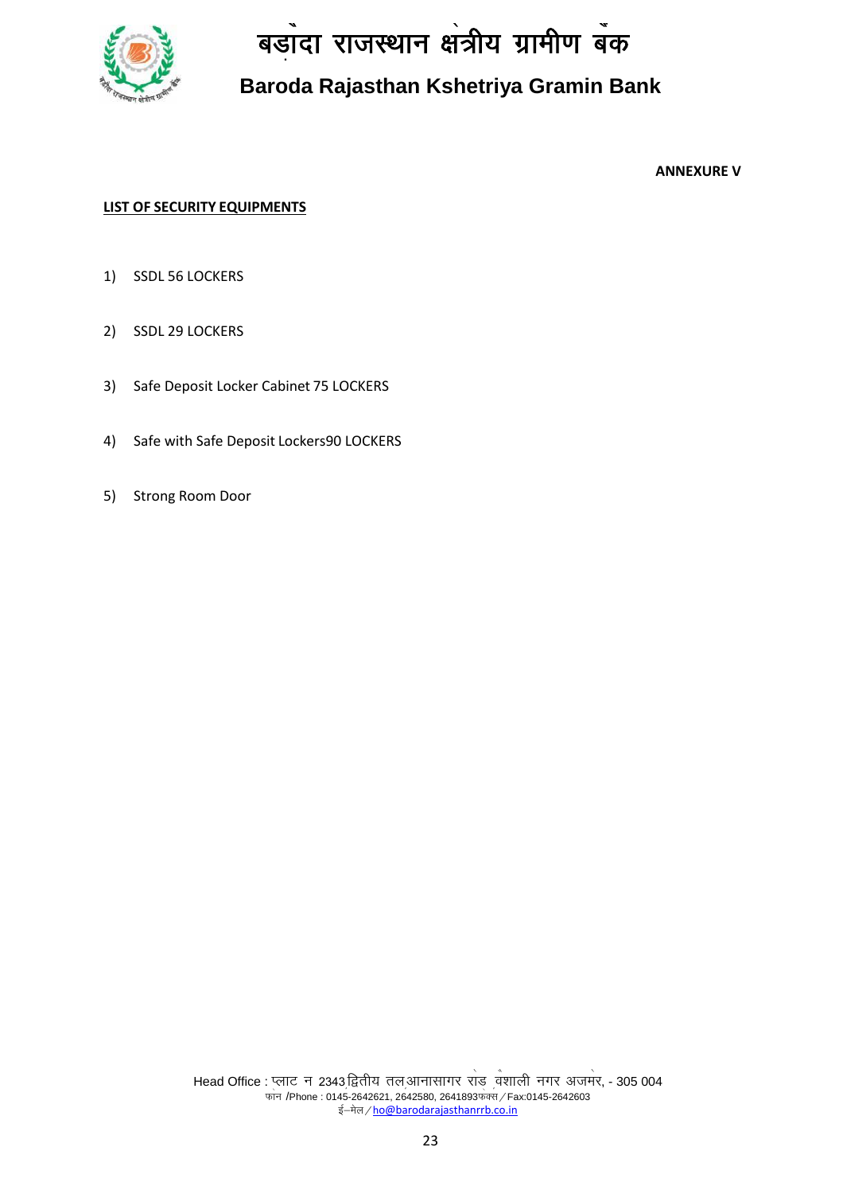**ANNEXURE V**

**LIST OF SECURITY EQUIPMENTS**

1) SSDL 56 LOCKERS
2) SSDL 29 LOCKERS
3) Safe Deposit Locker Cabinet 75 LOCKERS
4) Safe with Safe Deposit Lockers90 LOCKERS
5) Strong Room Door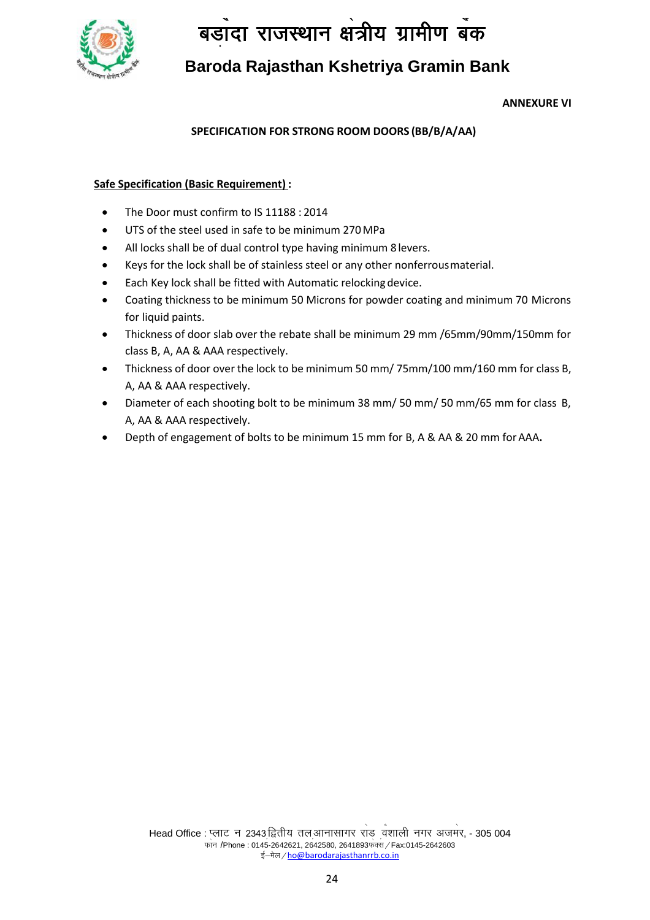**ANNEXURE VI**

**SPECIFICATION FOR STRONG ROOM DOORS (BB/B/A/AA)**

**Safe Specification (Basic Requirement) :**

- The Door must confirm to IS 11188 : 2014
- UTS of the steel used in safe to be minimum 270 MPa
- All locks shall be of dual control type having minimum 8 levers.
- Keys for the lock shall be of stainless steel or any other nonferrous material.
- Each Key lock shall be fitted with Automatic relocking device.
- Coating thickness to be minimum 50 Microns for powder coating and minimum 70 Microns for liquid paints.
- Thickness of door slab over the rebate shall be minimum 29 mm /65mm/90mm/150mm for class B, A, AA & AAA respectively.
- Thickness of door over the lock to be minimum 50 mm/ 75mm/100 mm/160 mm for class B, A, AA & AAA respectively.
- Diameter of each shooting bolt to be minimum 38 mm/ 50 mm/ 50 mm/65 mm for class B, A, AA & AAA respectively.
- Depth of engagement of bolts to be minimum 15 mm for B, A & AA & 20 mm for AAA.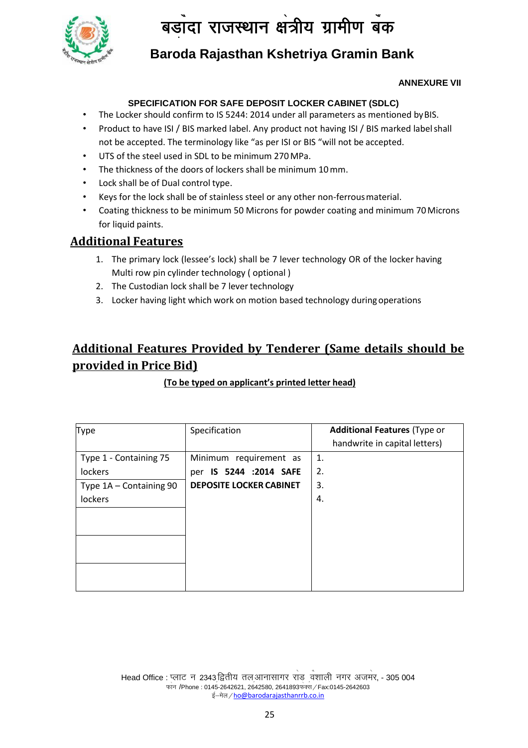# बड़ौदा राजस्थान क्षेत्रीय ग्रामीण बैंक

## Baroda Rajasthan Kshetriya Gramin Bank

**ANNEXURE VII**

**SPECIFICATION FOR SAFE DEPOSIT LOCKER CABINET (SDLC)**

- The Locker should confirm to IS 5244: 2014 under all parameters as mentioned by BIS.
- Product to have ISI / BIS marked label. Any product not having ISI / BIS marked label shall not be accepted. The terminology like "as per ISI or BIS "will not be accepted.
- UTS of the steel used in SDL to be minimum 270 MPa.
- The thickness of the doors of lockers shall be minimum 10 mm.
- Lock shall be of Dual control type.
- Keys for the lock shall be of stainless steel or any other non-ferrous material.
- Coating thickness to be minimum 50 Microns for powder coating and minimum 70 Microns for liquid paints.

## Additional Features

1. The primary lock (lessee's lock) shall be 7 lever technology OR of the locker having Multi row pin cylinder technology ( optional )
2. The Custodian lock shall be 7 lever technology
3. Locker having light which work on motion based technology during operations

## Additional Features Provided by Tenderer (Same details should be provided in Price Bid)

**(To be typed on applicant's printed letter head)**

| Type | Specification | **Additional Features** (Type or handwrite in capital letters) |
|---|---|---|
| Type 1 - Containing 75 lockers | Minimum requirement as per **IS 5244 :2014 SAFE DEPOSITE LOCKER CABINET** | 1.<br>2.<br>3.<br>4. |
| Type 1A – Containing 90 lockers | | |
| | | |
| | | |
| | | |

Head Office : प्लाट न 2343 द्वितीय तल आनासागर रोड वैशाली नगर अजमेर, - 305 004
फोन /Phone : 0145-2642621, 2642580, 2641893 फैक्स / Fax:0145-2642603
ई–मेल / ho@barodarajasthanrrb.co.in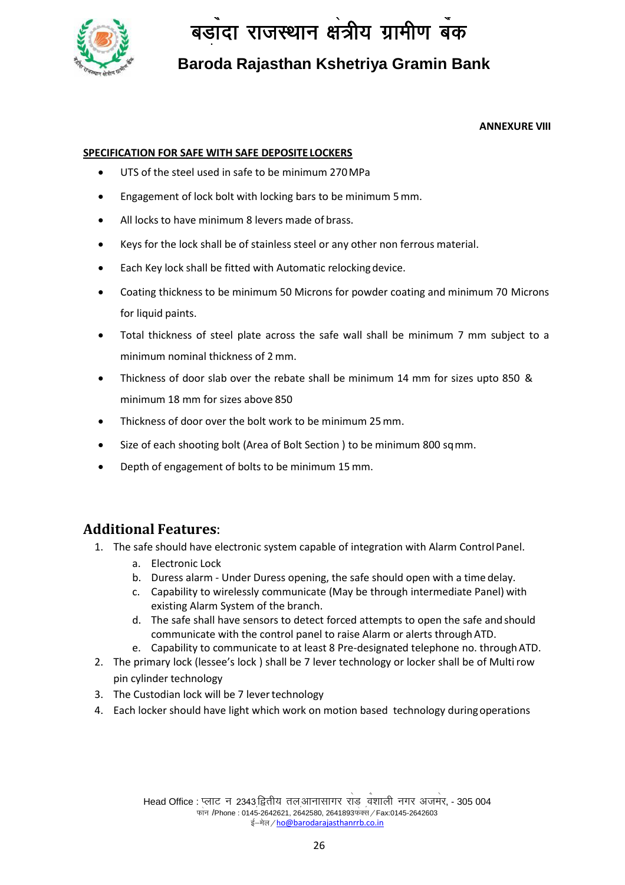**ANNEXURE VIII**

**SPECIFICATION FOR SAFE WITH SAFE DEPOSITE LOCKERS**

- UTS of the steel used in safe to be minimum 270 MPa
- Engagement of lock bolt with locking bars to be minimum 5 mm.
- All locks to have minimum 8 levers made of brass.
- Keys for the lock shall be of stainless steel or any other non ferrous material.
- Each Key lock shall be fitted with Automatic relocking device.
- Coating thickness to be minimum 50 Microns for powder coating and minimum 70 Microns for liquid paints.
- Total thickness of steel plate across the safe wall shall be minimum 7 mm subject to a minimum nominal thickness of 2 mm.
- Thickness of door slab over the rebate shall be minimum 14 mm for sizes upto 850 & minimum 18 mm for sizes above 850
- Thickness of door over the bolt work to be minimum 25 mm.
- Size of each shooting bolt (Area of Bolt Section ) to be minimum 800 sq mm.
- Depth of engagement of bolts to be minimum 15 mm.

## Additional Features:

1. The safe should have electronic system capable of integration with Alarm Control Panel.
   a. Electronic Lock
   b. Duress alarm - Under Duress opening, the safe should open with a time delay.
   c. Capability to wirelessly communicate (May be through intermediate Panel) with existing Alarm System of the branch.
   d. The safe shall have sensors to detect forced attempts to open the safe and should communicate with the control panel to raise Alarm or alerts through ATD.
   e. Capability to communicate to at least 8 Pre-designated telephone no. through ATD.
2. The primary lock (lessee's lock ) shall be 7 lever technology or locker shall be of Multi row pin cylinder technology
3. The Custodian lock will be 7 lever technology
4. Each locker should have light which work on motion based technology during operations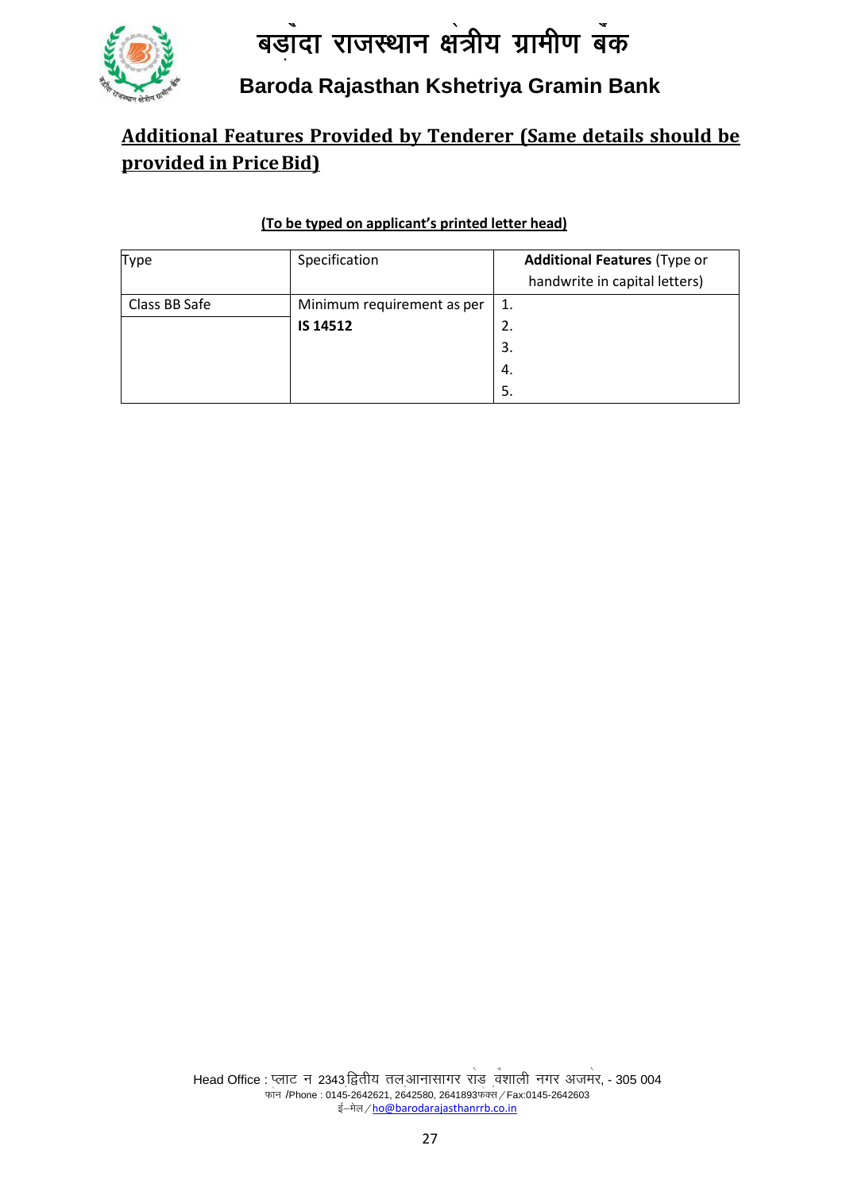## Additional Features Provided by Tenderer (Same details should be provided in Price Bid)

**(To be typed on applicant's printed letter head)**

| Type | Specification | **Additional Features** (Type or handwrite in capital letters) |
|---|---|---|
| Class BB Safe | Minimum requirement as per **IS 14512** | 1. |
| | | 2. |
| | | 3. |
| | | 4. |
| | | 5. |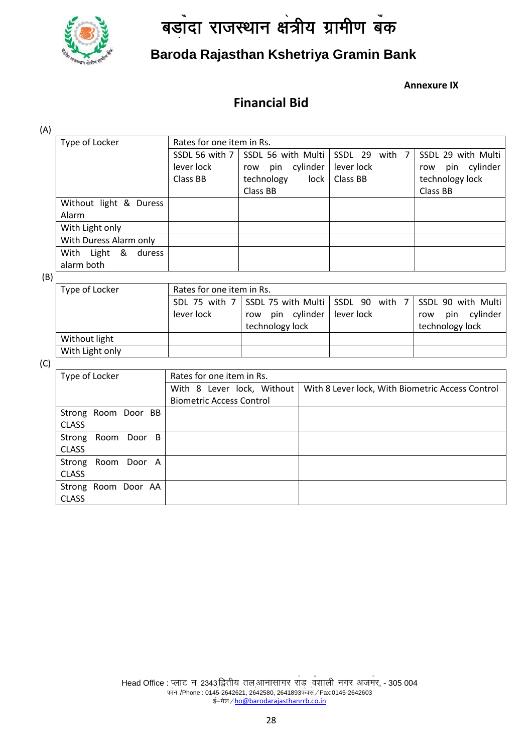# बड़ौदा राजस्थान क्षेत्रीय ग्रामीण बैंक

## Baroda Rajasthan Kshetriya Gramin Bank

**Annexure IX**

## Financial Bid

(A)

| Type of Locker | Rates for one item in Rs. | | | |
|---|---|---|---|---|
| | SSDL 56 with 7 lever lock Class BB | SSDL 56 with Multi row pin cylinder technology lock Class BB | SSDL 29 with 7 lever lock Class BB | SSDL 29 with Multi row pin cylinder technology lock Class BB |
| Without light & Duress Alarm | | | | |
| With Light only | | | | |
| With Duress Alarm only | | | | |
| With Light & duress alarm both | | | | |

(B)

| Type of Locker | Rates for one item in Rs. | | | |
|---|---|---|---|---|
| | SDL 75 with 7 lever lock | SSDL 75 with Multi row pin cylinder technology lock | SSDL 90 with 7 lever lock | SSDL 90 with Multi row pin cylinder technology lock |
| Without light | | | | |
| With Light only | | | | |

(C)

| Type of Locker | Rates for one item in Rs. | |
|---|---|---|
| | With 8 Lever lock, Without Biometric Access Control | With 8 Lever lock, With Biometric Access Control |
| Strong Room Door BB CLASS | | |
| Strong Room Door B CLASS | | |
| Strong Room Door A CLASS | | |
| Strong Room Door AA CLASS | | |

Head Office : प्लाट न 2343 द्वितीय तल आनासागर रोड वैशाली नगर अजमेर, - 305 004
फोन /Phone : 0145-2642621, 2642580, 2641893 फैक्स / Fax:0145-2642603
ई–मेल / ho@barodarajasthanrrb.co.in